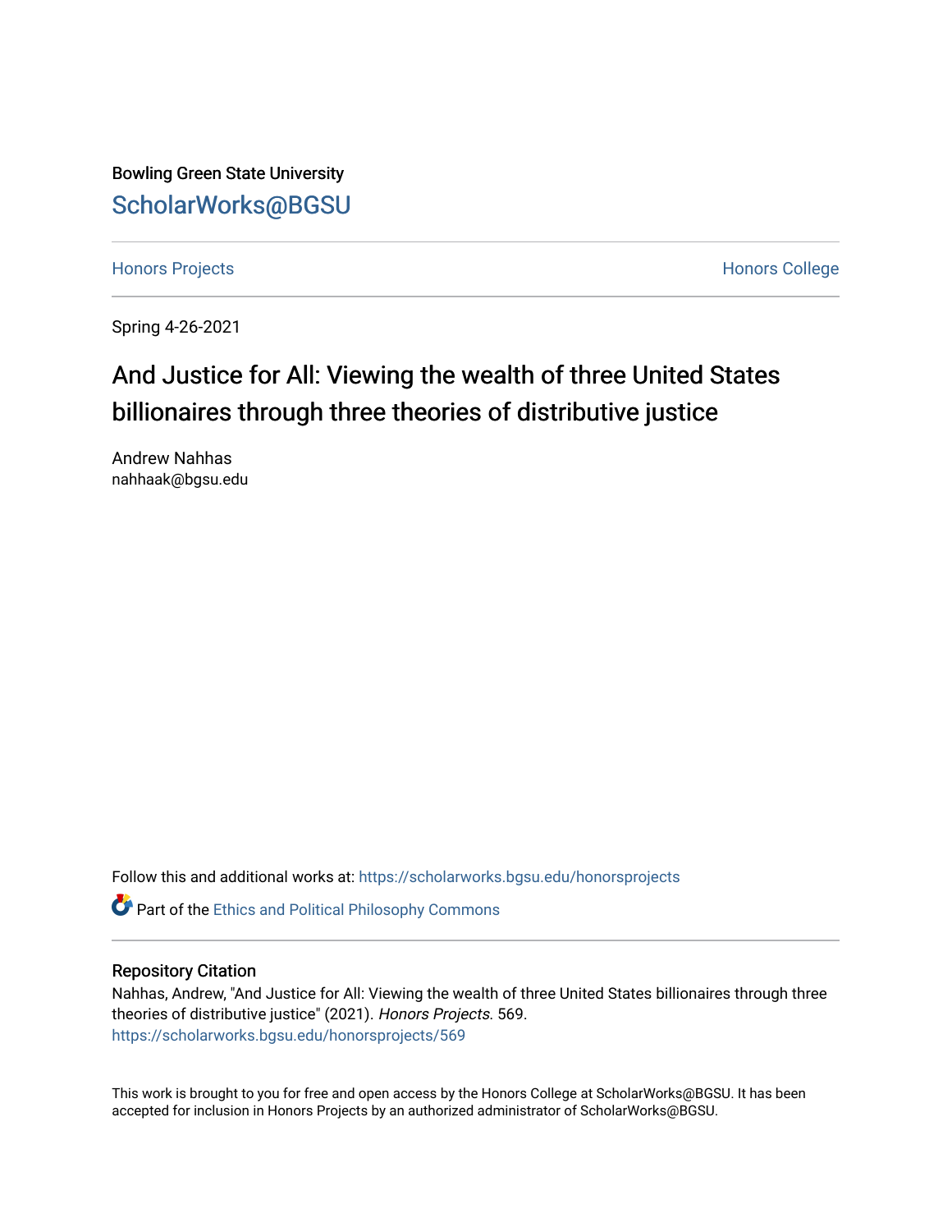Bowling Green State University

ScholarWorks@BGSU

Honors Projects | Honors College

Spring 4-26-2021

# And Justice for All: Viewing the wealth of three United States billionaires through three theories of distributive justice

Andrew Nahhas
nahhaak@bgsu.edu

Follow this and additional works at: https://scholarworks.bgsu.edu/honorsprojects

Part of the Ethics and Political Philosophy Commons

## Repository Citation

Nahhas, Andrew, "And Justice for All: Viewing the wealth of three United States billionaires through three theories of distributive justice" (2021). *Honors Projects*. 569.
https://scholarworks.bgsu.edu/honorsprojects/569

This work is brought to you for free and open access by the Honors College at ScholarWorks@BGSU. It has been accepted for inclusion in Honors Projects by an authorized administrator of ScholarWorks@BGSU.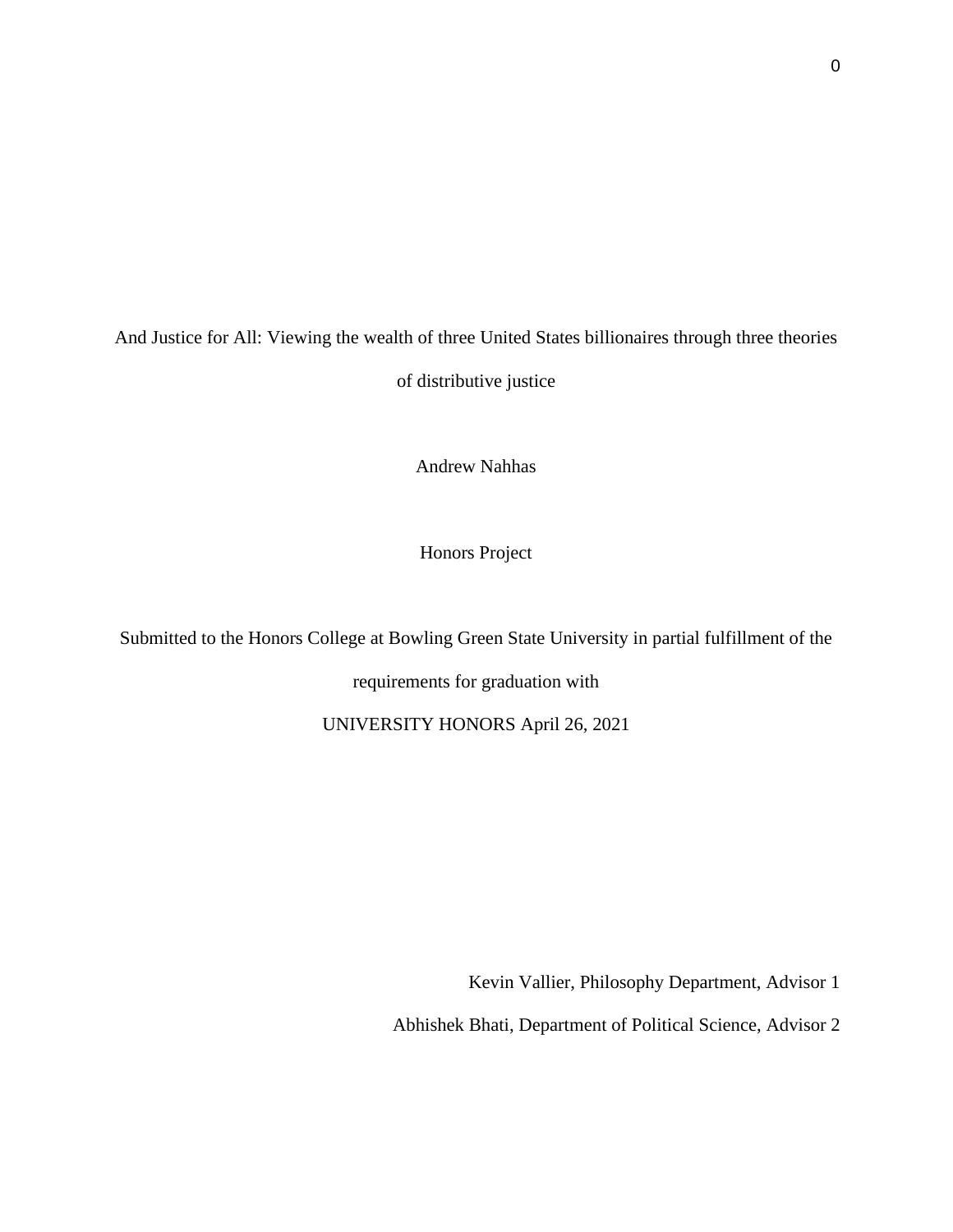# And Justice for All: Viewing the wealth of three United States billionaires through three theories of distributive justice

Andrew Nahhas

Honors Project

Submitted to the Honors College at Bowling Green State University in partial fulfillment of the requirements for graduation with

UNIVERSITY HONORS April 26, 2021

Kevin Vallier, Philosophy Department, Advisor 1

Abhishek Bhati, Department of Political Science, Advisor 2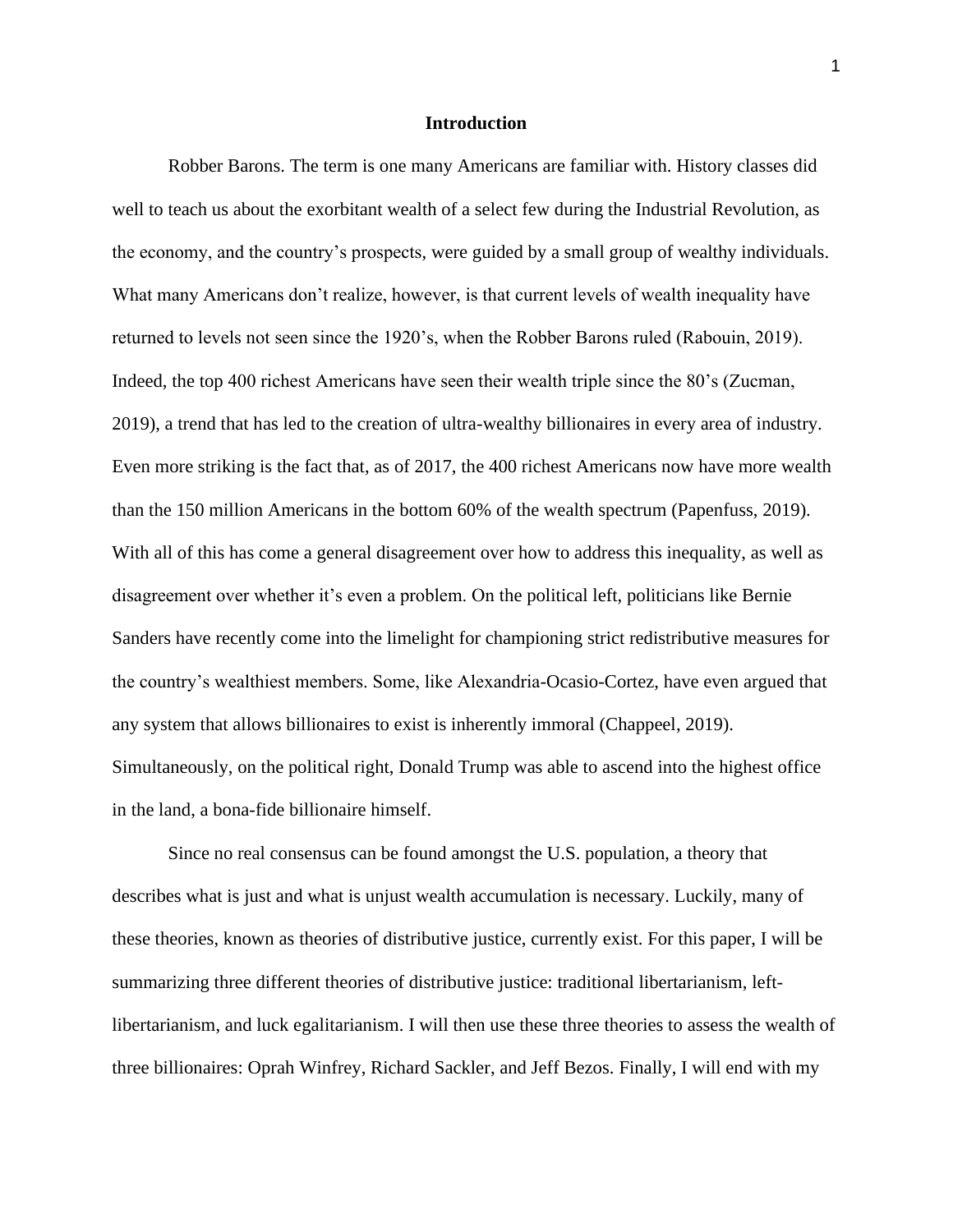# Introduction

Robber Barons. The term is one many Americans are familiar with. History classes did well to teach us about the exorbitant wealth of a select few during the Industrial Revolution, as the economy, and the country's prospects, were guided by a small group of wealthy individuals. What many Americans don't realize, however, is that current levels of wealth inequality have returned to levels not seen since the 1920's, when the Robber Barons ruled (Rabouin, 2019). Indeed, the top 400 richest Americans have seen their wealth triple since the 80's (Zucman, 2019), a trend that has led to the creation of ultra-wealthy billionaires in every area of industry. Even more striking is the fact that, as of 2017, the 400 richest Americans now have more wealth than the 150 million Americans in the bottom 60% of the wealth spectrum (Papenfuss, 2019). With all of this has come a general disagreement over how to address this inequality, as well as disagreement over whether it's even a problem. On the political left, politicians like Bernie Sanders have recently come into the limelight for championing strict redistributive measures for the country's wealthiest members. Some, like Alexandria-Ocasio-Cortez, have even argued that any system that allows billionaires to exist is inherently immoral (Chappeel, 2019). Simultaneously, on the political right, Donald Trump was able to ascend into the highest office in the land, a bona-fide billionaire himself.

Since no real consensus can be found amongst the U.S. population, a theory that describes what is just and what is unjust wealth accumulation is necessary. Luckily, many of these theories, known as theories of distributive justice, currently exist. For this paper, I will be summarizing three different theories of distributive justice: traditional libertarianism, left-libertarianism, and luck egalitarianism. I will then use these three theories to assess the wealth of three billionaires: Oprah Winfrey, Richard Sackler, and Jeff Bezos. Finally, I will end with my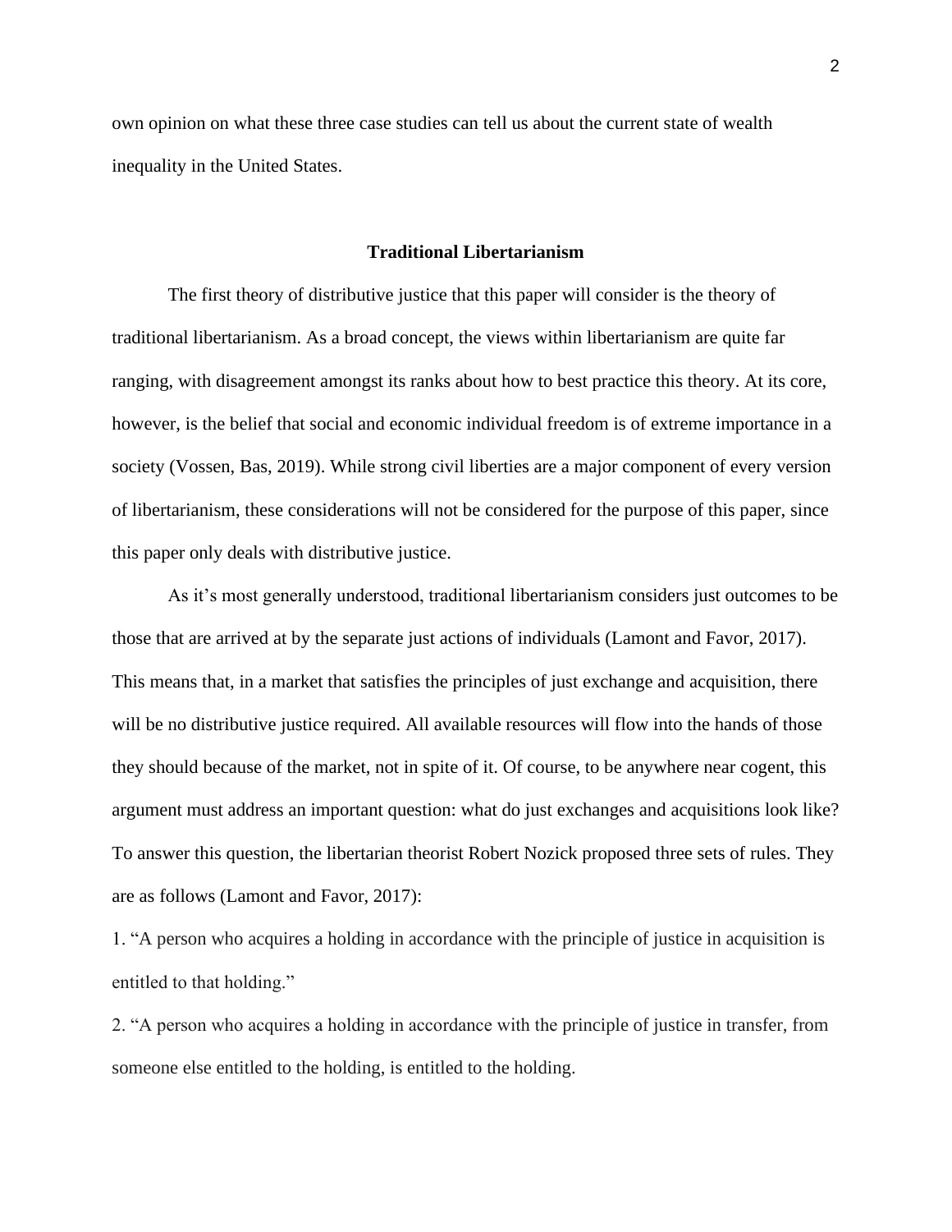own opinion on what these three case studies can tell us about the current state of wealth inequality in the United States.

## Traditional Libertarianism

The first theory of distributive justice that this paper will consider is the theory of traditional libertarianism. As a broad concept, the views within libertarianism are quite far ranging, with disagreement amongst its ranks about how to best practice this theory. At its core, however, is the belief that social and economic individual freedom is of extreme importance in a society (Vossen, Bas, 2019). While strong civil liberties are a major component of every version of libertarianism, these considerations will not be considered for the purpose of this paper, since this paper only deals with distributive justice.

As it's most generally understood, traditional libertarianism considers just outcomes to be those that are arrived at by the separate just actions of individuals (Lamont and Favor, 2017). This means that, in a market that satisfies the principles of just exchange and acquisition, there will be no distributive justice required. All available resources will flow into the hands of those they should because of the market, not in spite of it. Of course, to be anywhere near cogent, this argument must address an important question: what do just exchanges and acquisitions look like? To answer this question, the libertarian theorist Robert Nozick proposed three sets of rules. They are as follows (Lamont and Favor, 2017):

1. "A person who acquires a holding in accordance with the principle of justice in acquisition is entitled to that holding."
2. "A person who acquires a holding in accordance with the principle of justice in transfer, from someone else entitled to the holding, is entitled to the holding.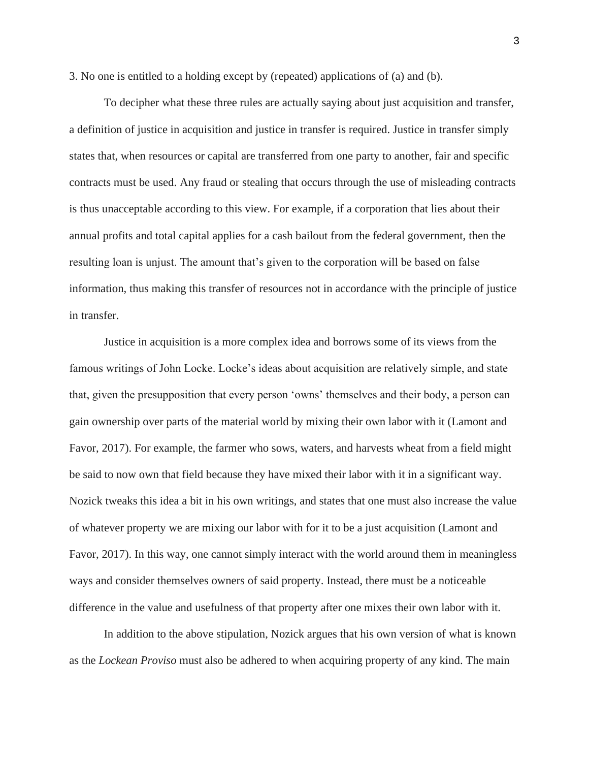3. No one is entitled to a holding except by (repeated) applications of (a) and (b).

To decipher what these three rules are actually saying about just acquisition and transfer, a definition of justice in acquisition and justice in transfer is required. Justice in transfer simply states that, when resources or capital are transferred from one party to another, fair and specific contracts must be used. Any fraud or stealing that occurs through the use of misleading contracts is thus unacceptable according to this view. For example, if a corporation that lies about their annual profits and total capital applies for a cash bailout from the federal government, then the resulting loan is unjust. The amount that's given to the corporation will be based on false information, thus making this transfer of resources not in accordance with the principle of justice in transfer.

Justice in acquisition is a more complex idea and borrows some of its views from the famous writings of John Locke. Locke's ideas about acquisition are relatively simple, and state that, given the presupposition that every person 'owns' themselves and their body, a person can gain ownership over parts of the material world by mixing their own labor with it (Lamont and Favor, 2017). For example, the farmer who sows, waters, and harvests wheat from a field might be said to now own that field because they have mixed their labor with it in a significant way. Nozick tweaks this idea a bit in his own writings, and states that one must also increase the value of whatever property we are mixing our labor with for it to be a just acquisition (Lamont and Favor, 2017). In this way, one cannot simply interact with the world around them in meaningless ways and consider themselves owners of said property. Instead, there must be a noticeable difference in the value and usefulness of that property after one mixes their own labor with it.

In addition to the above stipulation, Nozick argues that his own version of what is known as the *Lockean Proviso* must also be adhered to when acquiring property of any kind. The main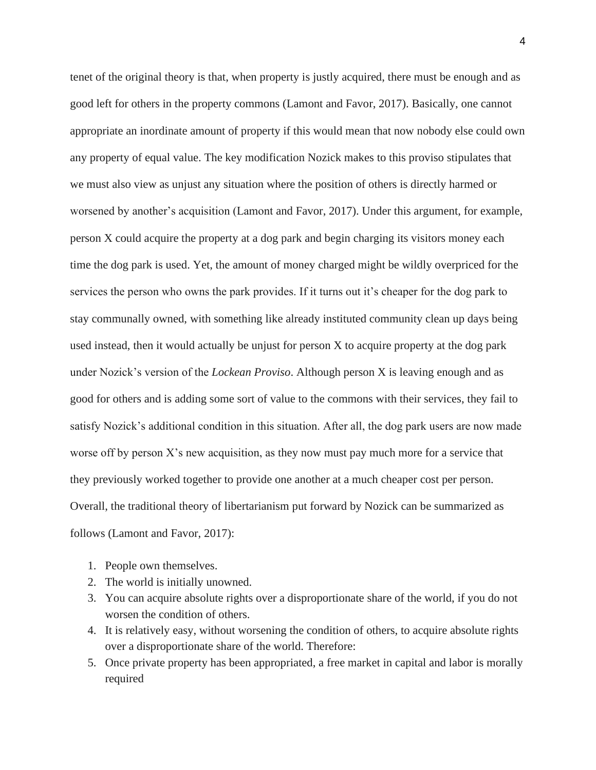tenet of the original theory is that, when property is justly acquired, there must be enough and as good left for others in the property commons (Lamont and Favor, 2017). Basically, one cannot appropriate an inordinate amount of property if this would mean that now nobody else could own any property of equal value. The key modification Nozick makes to this proviso stipulates that we must also view as unjust any situation where the position of others is directly harmed or worsened by another's acquisition (Lamont and Favor, 2017). Under this argument, for example, person X could acquire the property at a dog park and begin charging its visitors money each time the dog park is used. Yet, the amount of money charged might be wildly overpriced for the services the person who owns the park provides. If it turns out it's cheaper for the dog park to stay communally owned, with something like already instituted community clean up days being used instead, then it would actually be unjust for person X to acquire property at the dog park under Nozick's version of the *Lockean Proviso*. Although person X is leaving enough and as good for others and is adding some sort of value to the commons with their services, they fail to satisfy Nozick's additional condition in this situation. After all, the dog park users are now made worse off by person X's new acquisition, as they now must pay much more for a service that they previously worked together to provide one another at a much cheaper cost per person. Overall, the traditional theory of libertarianism put forward by Nozick can be summarized as follows (Lamont and Favor, 2017):

1. People own themselves.
2. The world is initially unowned.
3. You can acquire absolute rights over a disproportionate share of the world, if you do not worsen the condition of others.
4. It is relatively easy, without worsening the condition of others, to acquire absolute rights over a disproportionate share of the world. Therefore:
5. Once private property has been appropriated, a free market in capital and labor is morally required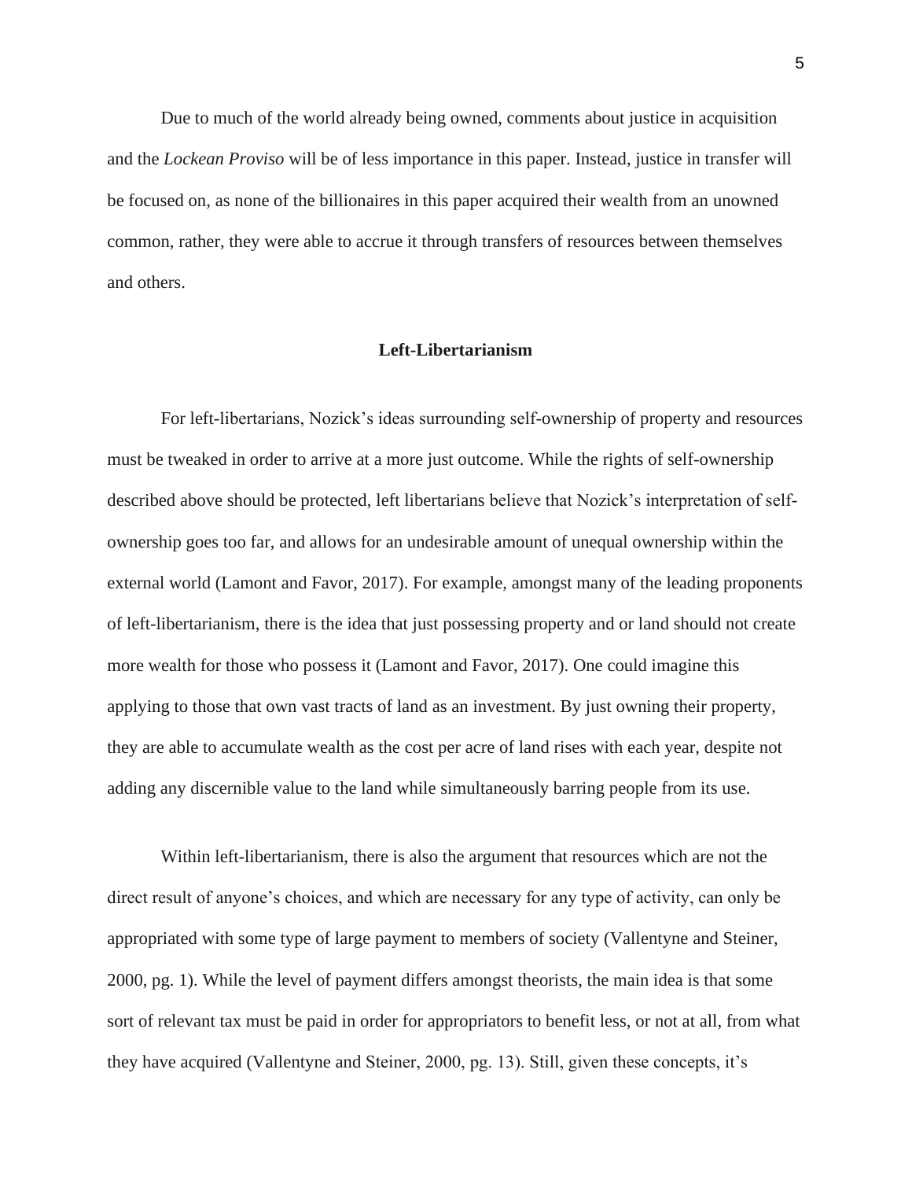Due to much of the world already being owned, comments about justice in acquisition and the *Lockean Proviso* will be of less importance in this paper. Instead, justice in transfer will be focused on, as none of the billionaires in this paper acquired their wealth from an unowned common, rather, they were able to accrue it through transfers of resources between themselves and others.

## Left-Libertarianism

For left-libertarians, Nozick's ideas surrounding self-ownership of property and resources must be tweaked in order to arrive at a more just outcome. While the rights of self-ownership described above should be protected, left libertarians believe that Nozick's interpretation of self-ownership goes too far, and allows for an undesirable amount of unequal ownership within the external world (Lamont and Favor, 2017). For example, amongst many of the leading proponents of left-libertarianism, there is the idea that just possessing property and or land should not create more wealth for those who possess it (Lamont and Favor, 2017). One could imagine this applying to those that own vast tracts of land as an investment. By just owning their property, they are able to accumulate wealth as the cost per acre of land rises with each year, despite not adding any discernible value to the land while simultaneously barring people from its use.

Within left-libertarianism, there is also the argument that resources which are not the direct result of anyone's choices, and which are necessary for any type of activity, can only be appropriated with some type of large payment to members of society (Vallentyne and Steiner, 2000, pg. 1). While the level of payment differs amongst theorists, the main idea is that some sort of relevant tax must be paid in order for appropriators to benefit less, or not at all, from what they have acquired (Vallentyne and Steiner, 2000, pg. 13). Still, given these concepts, it's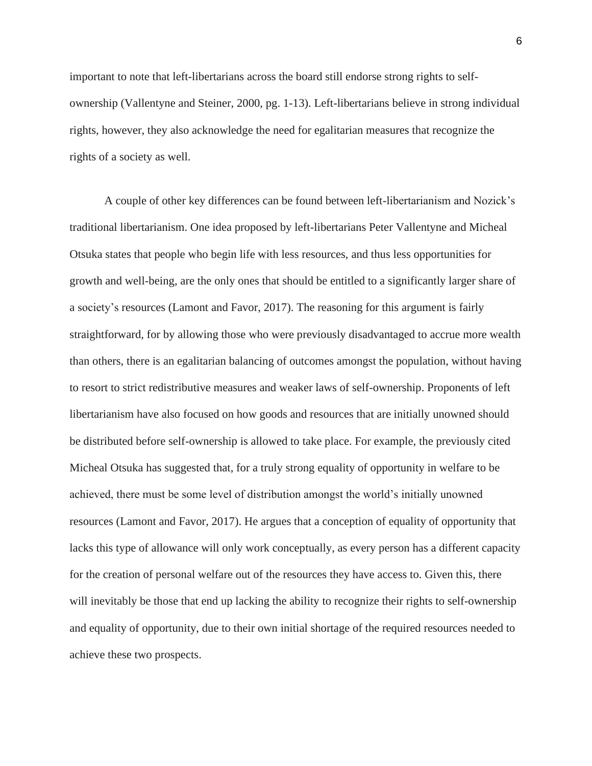important to note that left-libertarians across the board still endorse strong rights to self-ownership (Vallentyne and Steiner, 2000, pg. 1-13). Left-libertarians believe in strong individual rights, however, they also acknowledge the need for egalitarian measures that recognize the rights of a society as well.

A couple of other key differences can be found between left-libertarianism and Nozick's traditional libertarianism. One idea proposed by left-libertarians Peter Vallentyne and Micheal Otsuka states that people who begin life with less resources, and thus less opportunities for growth and well-being, are the only ones that should be entitled to a significantly larger share of a society's resources (Lamont and Favor, 2017). The reasoning for this argument is fairly straightforward, for by allowing those who were previously disadvantaged to accrue more wealth than others, there is an egalitarian balancing of outcomes amongst the population, without having to resort to strict redistributive measures and weaker laws of self-ownership. Proponents of left libertarianism have also focused on how goods and resources that are initially unowned should be distributed before self-ownership is allowed to take place. For example, the previously cited Micheal Otsuka has suggested that, for a truly strong equality of opportunity in welfare to be achieved, there must be some level of distribution amongst the world's initially unowned resources (Lamont and Favor, 2017). He argues that a conception of equality of opportunity that lacks this type of allowance will only work conceptually, as every person has a different capacity for the creation of personal welfare out of the resources they have access to. Given this, there will inevitably be those that end up lacking the ability to recognize their rights to self-ownership and equality of opportunity, due to their own initial shortage of the required resources needed to achieve these two prospects.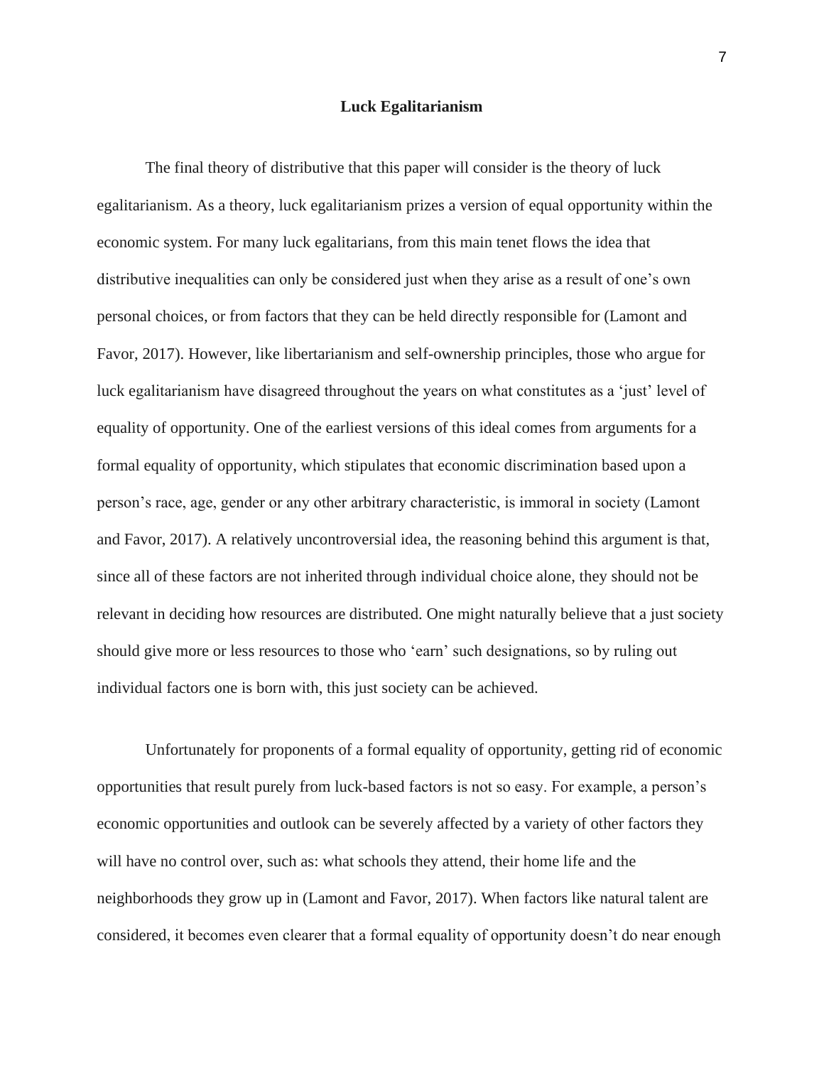## Luck Egalitarianism

The final theory of distributive that this paper will consider is the theory of luck egalitarianism. As a theory, luck egalitarianism prizes a version of equal opportunity within the economic system. For many luck egalitarians, from this main tenet flows the idea that distributive inequalities can only be considered just when they arise as a result of one's own personal choices, or from factors that they can be held directly responsible for (Lamont and Favor, 2017). However, like libertarianism and self-ownership principles, those who argue for luck egalitarianism have disagreed throughout the years on what constitutes as a 'just' level of equality of opportunity. One of the earliest versions of this ideal comes from arguments for a formal equality of opportunity, which stipulates that economic discrimination based upon a person's race, age, gender or any other arbitrary characteristic, is immoral in society (Lamont and Favor, 2017). A relatively uncontroversial idea, the reasoning behind this argument is that, since all of these factors are not inherited through individual choice alone, they should not be relevant in deciding how resources are distributed. One might naturally believe that a just society should give more or less resources to those who 'earn' such designations, so by ruling out individual factors one is born with, this just society can be achieved.

Unfortunately for proponents of a formal equality of opportunity, getting rid of economic opportunities that result purely from luck-based factors is not so easy. For example, a person's economic opportunities and outlook can be severely affected by a variety of other factors they will have no control over, such as: what schools they attend, their home life and the neighborhoods they grow up in (Lamont and Favor, 2017). When factors like natural talent are considered, it becomes even clearer that a formal equality of opportunity doesn't do near enough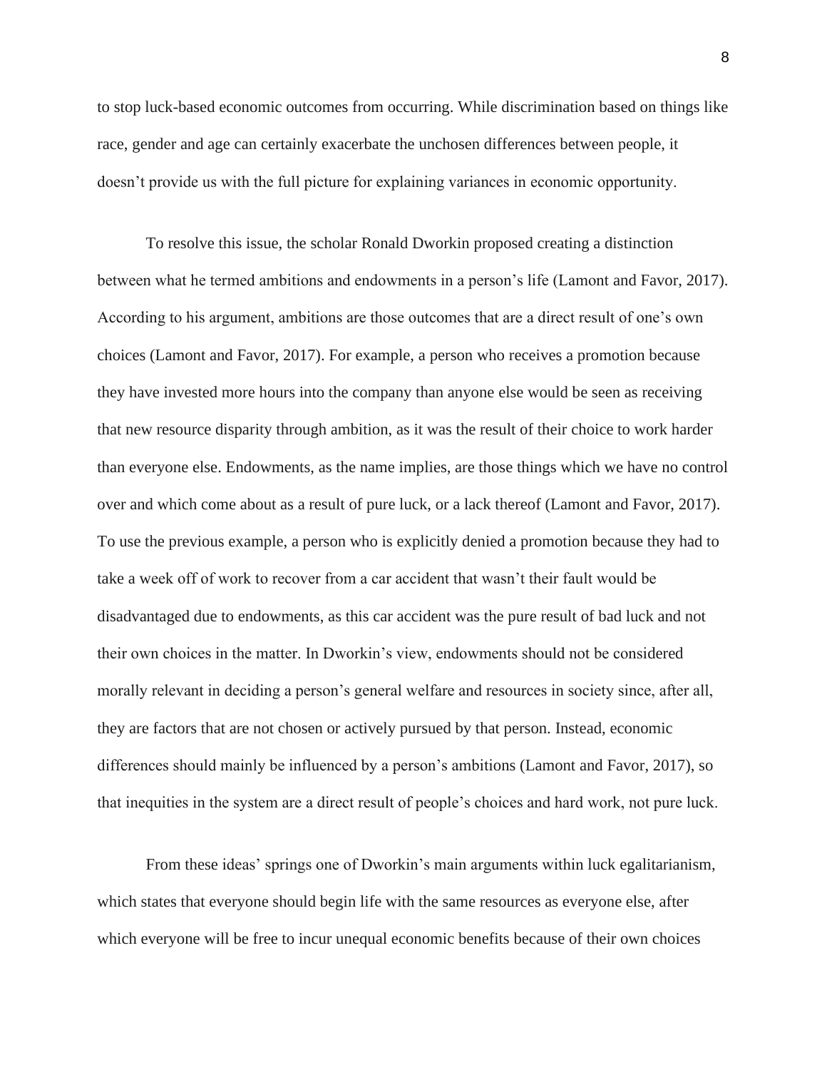to stop luck-based economic outcomes from occurring. While discrimination based on things like race, gender and age can certainly exacerbate the unchosen differences between people, it doesn't provide us with the full picture for explaining variances in economic opportunity.

To resolve this issue, the scholar Ronald Dworkin proposed creating a distinction between what he termed ambitions and endowments in a person's life (Lamont and Favor, 2017). According to his argument, ambitions are those outcomes that are a direct result of one's own choices (Lamont and Favor, 2017). For example, a person who receives a promotion because they have invested more hours into the company than anyone else would be seen as receiving that new resource disparity through ambition, as it was the result of their choice to work harder than everyone else. Endowments, as the name implies, are those things which we have no control over and which come about as a result of pure luck, or a lack thereof (Lamont and Favor, 2017). To use the previous example, a person who is explicitly denied a promotion because they had to take a week off of work to recover from a car accident that wasn't their fault would be disadvantaged due to endowments, as this car accident was the pure result of bad luck and not their own choices in the matter. In Dworkin's view, endowments should not be considered morally relevant in deciding a person's general welfare and resources in society since, after all, they are factors that are not chosen or actively pursued by that person. Instead, economic differences should mainly be influenced by a person's ambitions (Lamont and Favor, 2017), so that inequities in the system are a direct result of people's choices and hard work, not pure luck.

From these ideas' springs one of Dworkin's main arguments within luck egalitarianism, which states that everyone should begin life with the same resources as everyone else, after which everyone will be free to incur unequal economic benefits because of their own choices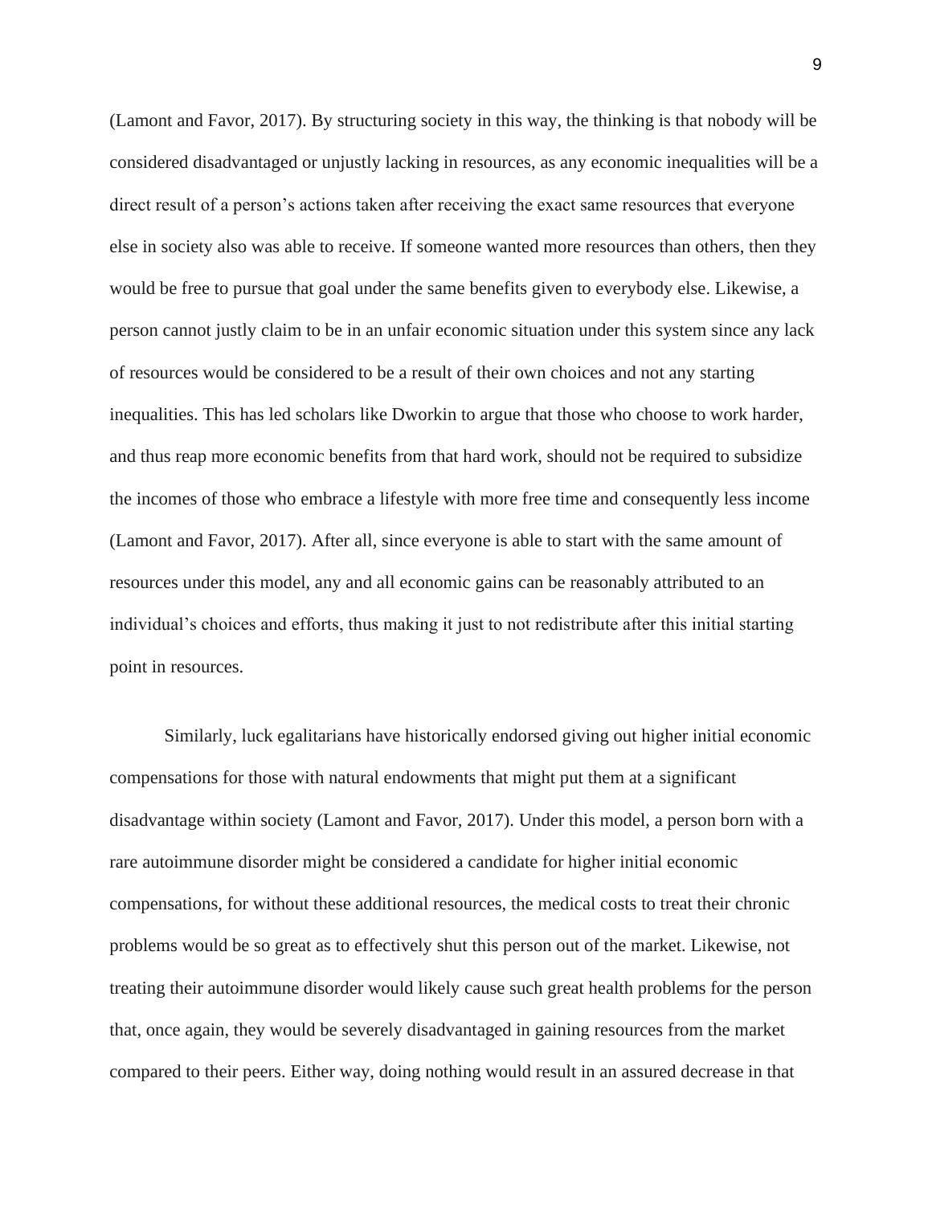(Lamont and Favor, 2017). By structuring society in this way, the thinking is that nobody will be considered disadvantaged or unjustly lacking in resources, as any economic inequalities will be a direct result of a person's actions taken after receiving the exact same resources that everyone else in society also was able to receive. If someone wanted more resources than others, then they would be free to pursue that goal under the same benefits given to everybody else. Likewise, a person cannot justly claim to be in an unfair economic situation under this system since any lack of resources would be considered to be a result of their own choices and not any starting inequalities. This has led scholars like Dworkin to argue that those who choose to work harder, and thus reap more economic benefits from that hard work, should not be required to subsidize the incomes of those who embrace a lifestyle with more free time and consequently less income (Lamont and Favor, 2017). After all, since everyone is able to start with the same amount of resources under this model, any and all economic gains can be reasonably attributed to an individual's choices and efforts, thus making it just to not redistribute after this initial starting point in resources.

Similarly, luck egalitarians have historically endorsed giving out higher initial economic compensations for those with natural endowments that might put them at a significant disadvantage within society (Lamont and Favor, 2017). Under this model, a person born with a rare autoimmune disorder might be considered a candidate for higher initial economic compensations, for without these additional resources, the medical costs to treat their chronic problems would be so great as to effectively shut this person out of the market. Likewise, not treating their autoimmune disorder would likely cause such great health problems for the person that, once again, they would be severely disadvantaged in gaining resources from the market compared to their peers. Either way, doing nothing would result in an assured decrease in that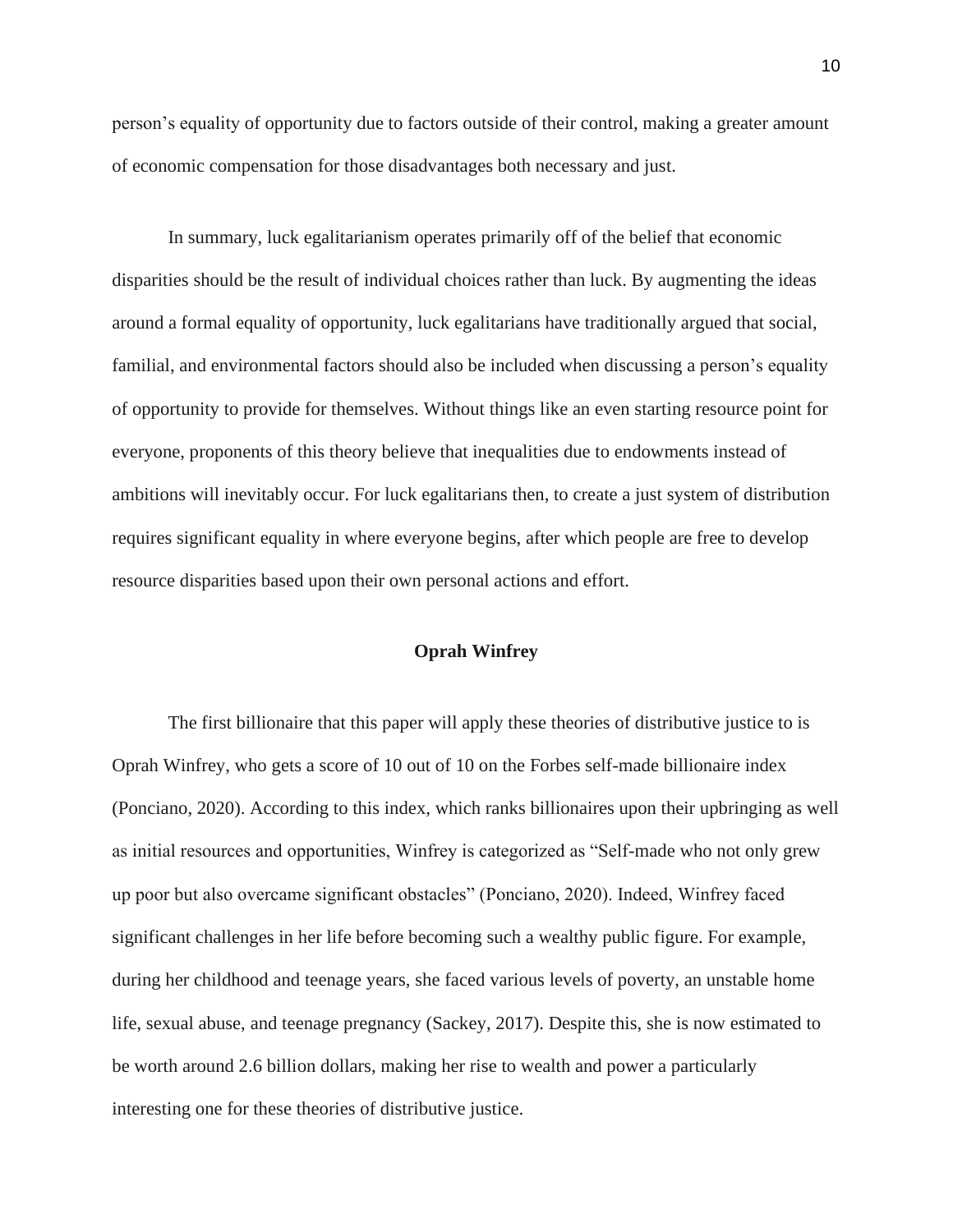person's equality of opportunity due to factors outside of their control, making a greater amount of economic compensation for those disadvantages both necessary and just.

In summary, luck egalitarianism operates primarily off of the belief that economic disparities should be the result of individual choices rather than luck. By augmenting the ideas around a formal equality of opportunity, luck egalitarians have traditionally argued that social, familial, and environmental factors should also be included when discussing a person's equality of opportunity to provide for themselves. Without things like an even starting resource point for everyone, proponents of this theory believe that inequalities due to endowments instead of ambitions will inevitably occur. For luck egalitarians then, to create a just system of distribution requires significant equality in where everyone begins, after which people are free to develop resource disparities based upon their own personal actions and effort.

## Oprah Winfrey

The first billionaire that this paper will apply these theories of distributive justice to is Oprah Winfrey, who gets a score of 10 out of 10 on the Forbes self-made billionaire index (Ponciano, 2020). According to this index, which ranks billionaires upon their upbringing as well as initial resources and opportunities, Winfrey is categorized as "Self-made who not only grew up poor but also overcame significant obstacles" (Ponciano, 2020). Indeed, Winfrey faced significant challenges in her life before becoming such a wealthy public figure. For example, during her childhood and teenage years, she faced various levels of poverty, an unstable home life, sexual abuse, and teenage pregnancy (Sackey, 2017). Despite this, she is now estimated to be worth around 2.6 billion dollars, making her rise to wealth and power a particularly interesting one for these theories of distributive justice.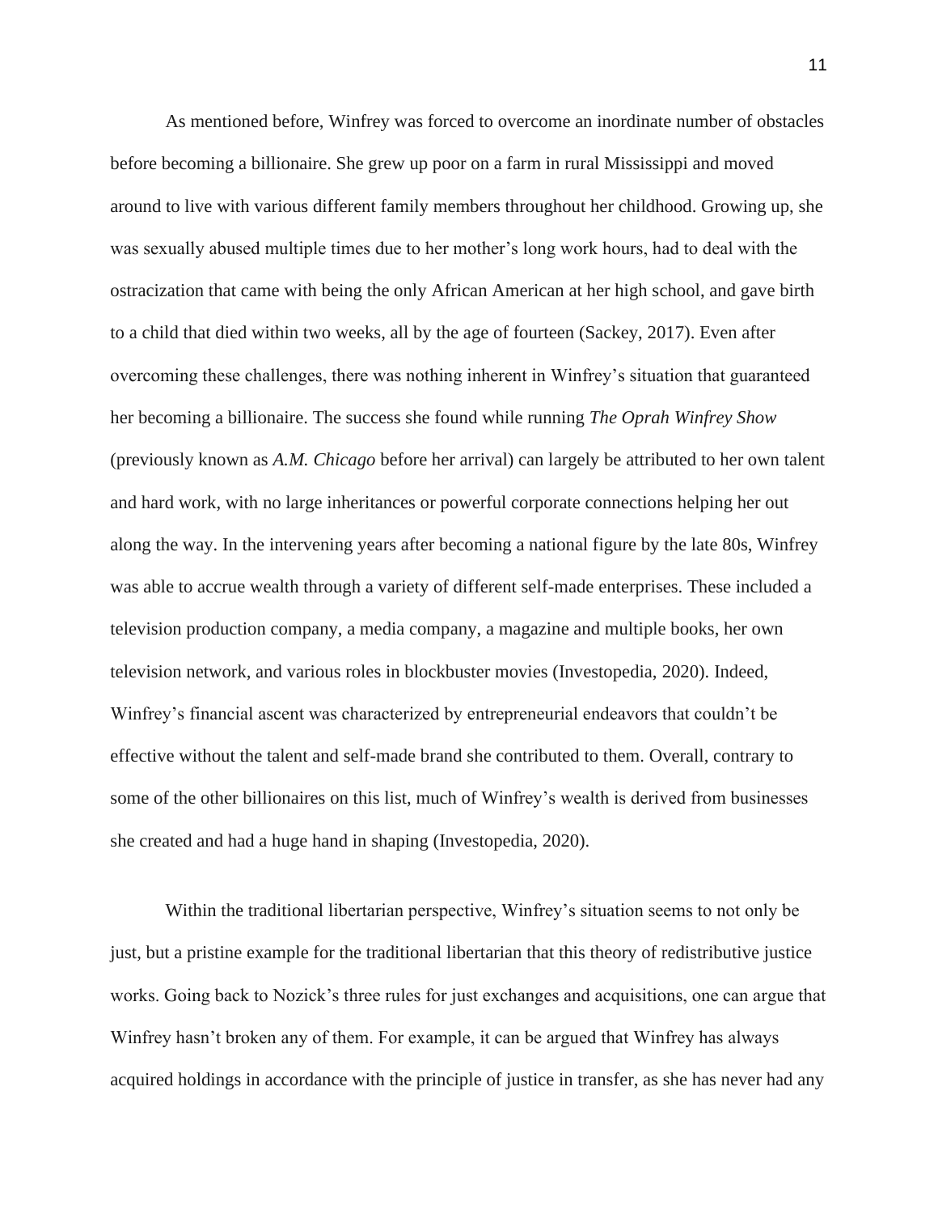As mentioned before, Winfrey was forced to overcome an inordinate number of obstacles before becoming a billionaire. She grew up poor on a farm in rural Mississippi and moved around to live with various different family members throughout her childhood. Growing up, she was sexually abused multiple times due to her mother's long work hours, had to deal with the ostracization that came with being the only African American at her high school, and gave birth to a child that died within two weeks, all by the age of fourteen (Sackey, 2017). Even after overcoming these challenges, there was nothing inherent in Winfrey's situation that guaranteed her becoming a billionaire. The success she found while running *The Oprah Winfrey Show* (previously known as *A.M. Chicago* before her arrival) can largely be attributed to her own talent and hard work, with no large inheritances or powerful corporate connections helping her out along the way. In the intervening years after becoming a national figure by the late 80s, Winfrey was able to accrue wealth through a variety of different self-made enterprises. These included a television production company, a media company, a magazine and multiple books, her own television network, and various roles in blockbuster movies (Investopedia, 2020). Indeed, Winfrey's financial ascent was characterized by entrepreneurial endeavors that couldn't be effective without the talent and self-made brand she contributed to them. Overall, contrary to some of the other billionaires on this list, much of Winfrey's wealth is derived from businesses she created and had a huge hand in shaping (Investopedia, 2020).

Within the traditional libertarian perspective, Winfrey's situation seems to not only be just, but a pristine example for the traditional libertarian that this theory of redistributive justice works. Going back to Nozick's three rules for just exchanges and acquisitions, one can argue that Winfrey hasn't broken any of them. For example, it can be argued that Winfrey has always acquired holdings in accordance with the principle of justice in transfer, as she has never had any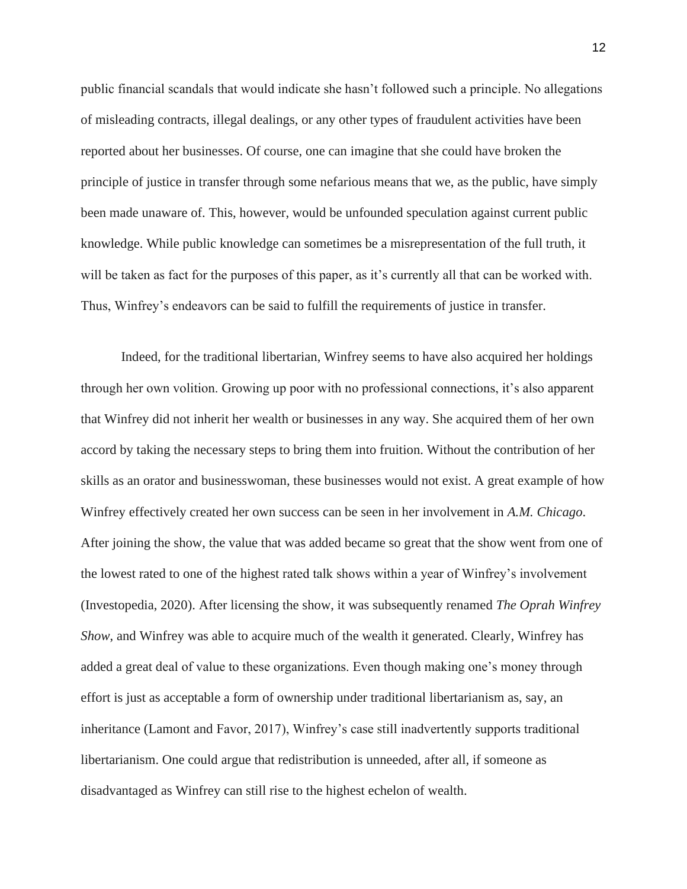public financial scandals that would indicate she hasn't followed such a principle. No allegations of misleading contracts, illegal dealings, or any other types of fraudulent activities have been reported about her businesses. Of course, one can imagine that she could have broken the principle of justice in transfer through some nefarious means that we, as the public, have simply been made unaware of. This, however, would be unfounded speculation against current public knowledge. While public knowledge can sometimes be a misrepresentation of the full truth, it will be taken as fact for the purposes of this paper, as it's currently all that can be worked with. Thus, Winfrey's endeavors can be said to fulfill the requirements of justice in transfer.

Indeed, for the traditional libertarian, Winfrey seems to have also acquired her holdings through her own volition. Growing up poor with no professional connections, it's also apparent that Winfrey did not inherit her wealth or businesses in any way. She acquired them of her own accord by taking the necessary steps to bring them into fruition. Without the contribution of her skills as an orator and businesswoman, these businesses would not exist. A great example of how Winfrey effectively created her own success can be seen in her involvement in *A.M. Chicago*. After joining the show, the value that was added became so great that the show went from one of the lowest rated to one of the highest rated talk shows within a year of Winfrey's involvement (Investopedia, 2020). After licensing the show, it was subsequently renamed *The Oprah Winfrey Show*, and Winfrey was able to acquire much of the wealth it generated. Clearly, Winfrey has added a great deal of value to these organizations. Even though making one's money through effort is just as acceptable a form of ownership under traditional libertarianism as, say, an inheritance (Lamont and Favor, 2017), Winfrey's case still inadvertently supports traditional libertarianism. One could argue that redistribution is unneeded, after all, if someone as disadvantaged as Winfrey can still rise to the highest echelon of wealth.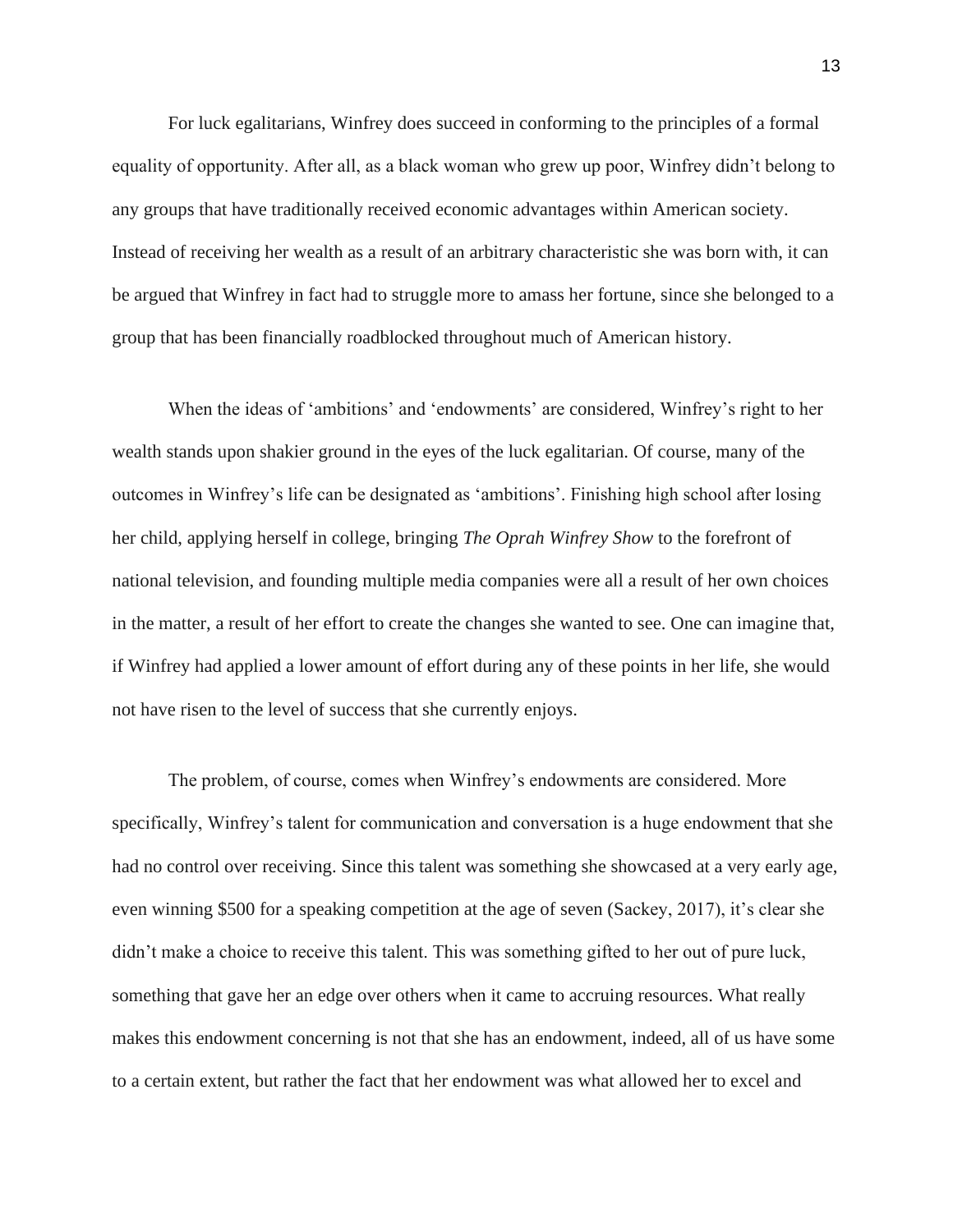For luck egalitarians, Winfrey does succeed in conforming to the principles of a formal equality of opportunity. After all, as a black woman who grew up poor, Winfrey didn't belong to any groups that have traditionally received economic advantages within American society. Instead of receiving her wealth as a result of an arbitrary characteristic she was born with, it can be argued that Winfrey in fact had to struggle more to amass her fortune, since she belonged to a group that has been financially roadblocked throughout much of American history.

When the ideas of 'ambitions' and 'endowments' are considered, Winfrey's right to her wealth stands upon shakier ground in the eyes of the luck egalitarian. Of course, many of the outcomes in Winfrey's life can be designated as 'ambitions'. Finishing high school after losing her child, applying herself in college, bringing *The Oprah Winfrey Show* to the forefront of national television, and founding multiple media companies were all a result of her own choices in the matter, a result of her effort to create the changes she wanted to see. One can imagine that, if Winfrey had applied a lower amount of effort during any of these points in her life, she would not have risen to the level of success that she currently enjoys.

The problem, of course, comes when Winfrey's endowments are considered. More specifically, Winfrey's talent for communication and conversation is a huge endowment that she had no control over receiving. Since this talent was something she showcased at a very early age, even winning $500 for a speaking competition at the age of seven (Sackey, 2017), it's clear she didn't make a choice to receive this talent. This was something gifted to her out of pure luck, something that gave her an edge over others when it came to accruing resources. What really makes this endowment concerning is not that she has an endowment, indeed, all of us have some to a certain extent, but rather the fact that her endowment was what allowed her to excel and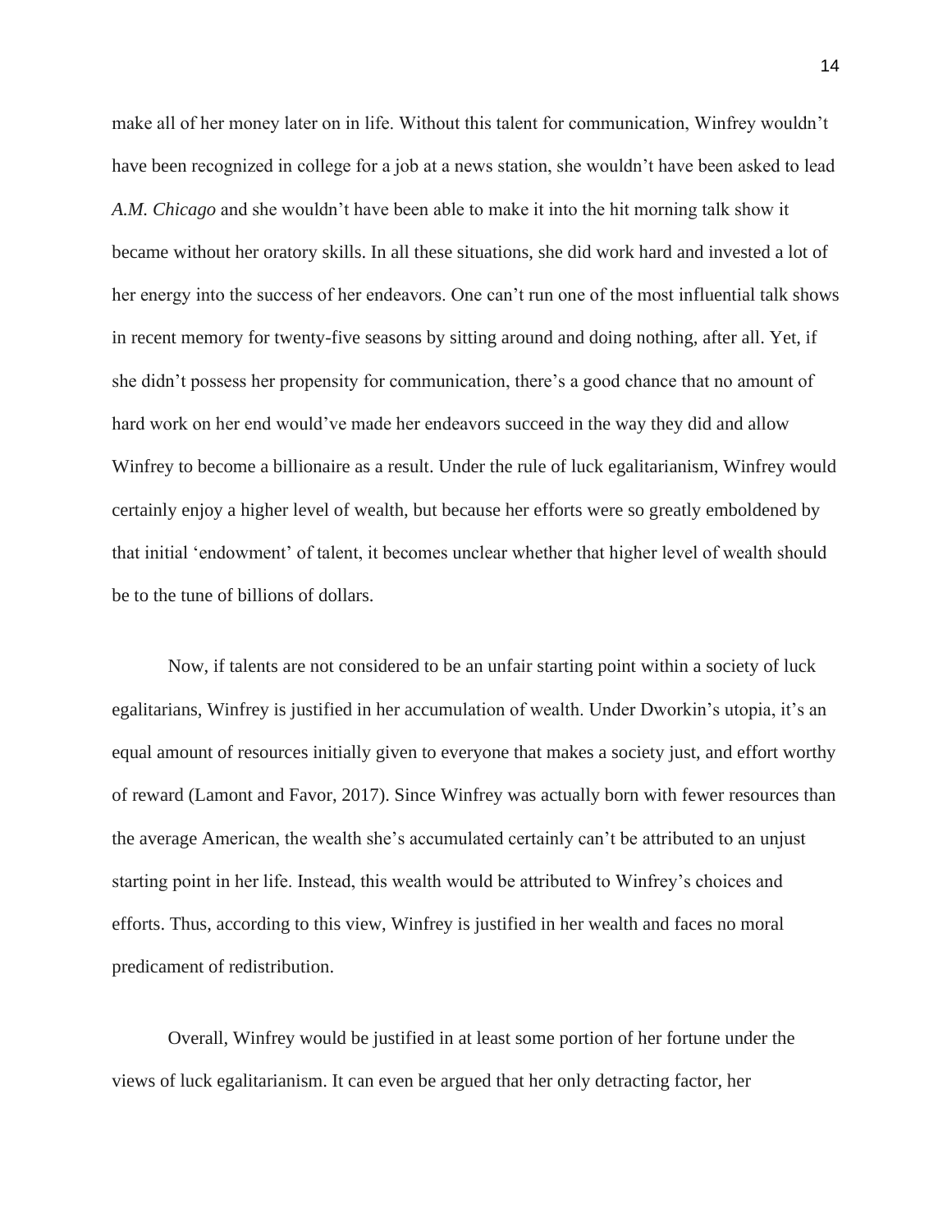make all of her money later on in life. Without this talent for communication, Winfrey wouldn't have been recognized in college for a job at a news station, she wouldn't have been asked to lead *A.M. Chicago* and she wouldn't have been able to make it into the hit morning talk show it became without her oratory skills. In all these situations, she did work hard and invested a lot of her energy into the success of her endeavors. One can't run one of the most influential talk shows in recent memory for twenty-five seasons by sitting around and doing nothing, after all. Yet, if she didn't possess her propensity for communication, there's a good chance that no amount of hard work on her end would've made her endeavors succeed in the way they did and allow Winfrey to become a billionaire as a result. Under the rule of luck egalitarianism, Winfrey would certainly enjoy a higher level of wealth, but because her efforts were so greatly emboldened by that initial 'endowment' of talent, it becomes unclear whether that higher level of wealth should be to the tune of billions of dollars.

Now, if talents are not considered to be an unfair starting point within a society of luck egalitarians, Winfrey is justified in her accumulation of wealth. Under Dworkin's utopia, it's an equal amount of resources initially given to everyone that makes a society just, and effort worthy of reward (Lamont and Favor, 2017). Since Winfrey was actually born with fewer resources than the average American, the wealth she's accumulated certainly can't be attributed to an unjust starting point in her life. Instead, this wealth would be attributed to Winfrey's choices and efforts. Thus, according to this view, Winfrey is justified in her wealth and faces no moral predicament of redistribution.

Overall, Winfrey would be justified in at least some portion of her fortune under the views of luck egalitarianism. It can even be argued that her only detracting factor, her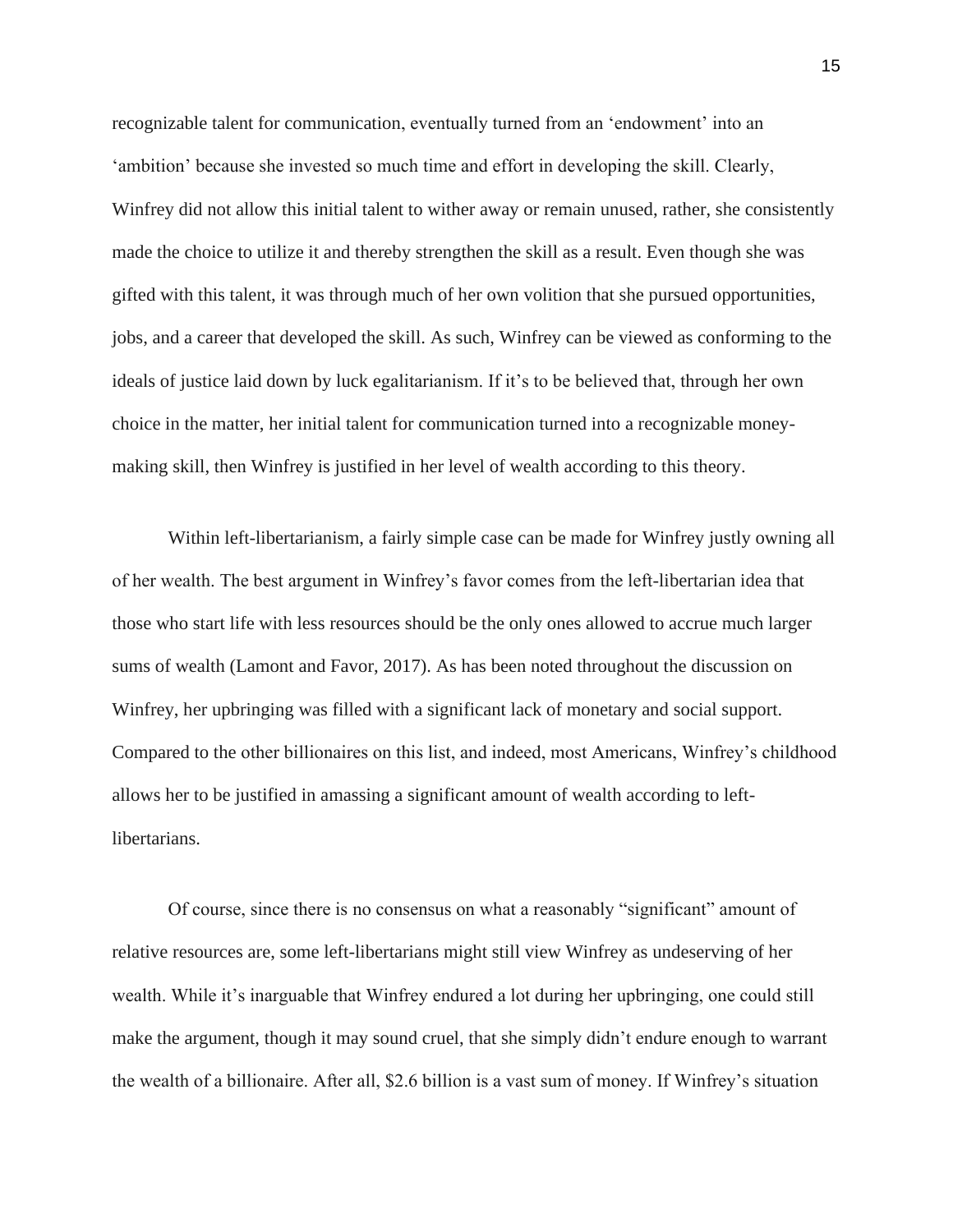recognizable talent for communication, eventually turned from an 'endowment' into an 'ambition' because she invested so much time and effort in developing the skill. Clearly, Winfrey did not allow this initial talent to wither away or remain unused, rather, she consistently made the choice to utilize it and thereby strengthen the skill as a result. Even though she was gifted with this talent, it was through much of her own volition that she pursued opportunities, jobs, and a career that developed the skill. As such, Winfrey can be viewed as conforming to the ideals of justice laid down by luck egalitarianism. If it's to be believed that, through her own choice in the matter, her initial talent for communication turned into a recognizable money-making skill, then Winfrey is justified in her level of wealth according to this theory.

Within left-libertarianism, a fairly simple case can be made for Winfrey justly owning all of her wealth. The best argument in Winfrey's favor comes from the left-libertarian idea that those who start life with less resources should be the only ones allowed to accrue much larger sums of wealth (Lamont and Favor, 2017). As has been noted throughout the discussion on Winfrey, her upbringing was filled with a significant lack of monetary and social support. Compared to the other billionaires on this list, and indeed, most Americans, Winfrey's childhood allows her to be justified in amassing a significant amount of wealth according to left-libertarians.

Of course, since there is no consensus on what a reasonably "significant" amount of relative resources are, some left-libertarians might still view Winfrey as undeserving of her wealth. While it's inarguable that Winfrey endured a lot during her upbringing, one could still make the argument, though it may sound cruel, that she simply didn't endure enough to warrant the wealth of a billionaire. After all, $2.6 billion is a vast sum of money. If Winfrey's situation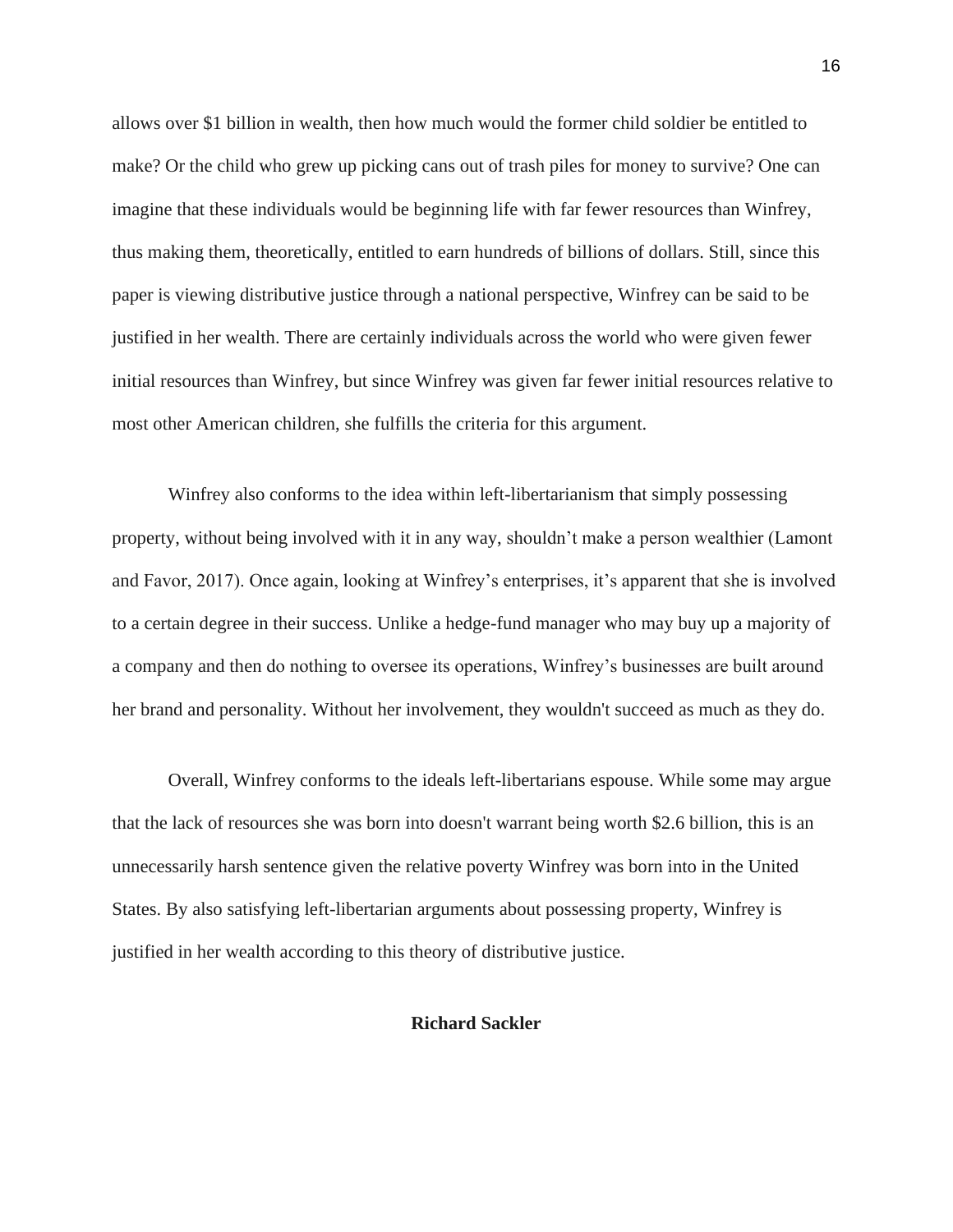allows over $1 billion in wealth, then how much would the former child soldier be entitled to make? Or the child who grew up picking cans out of trash piles for money to survive? One can imagine that these individuals would be beginning life with far fewer resources than Winfrey, thus making them, theoretically, entitled to earn hundreds of billions of dollars. Still, since this paper is viewing distributive justice through a national perspective, Winfrey can be said to be justified in her wealth. There are certainly individuals across the world who were given fewer initial resources than Winfrey, but since Winfrey was given far fewer initial resources relative to most other American children, she fulfills the criteria for this argument.

Winfrey also conforms to the idea within left-libertarianism that simply possessing property, without being involved with it in any way, shouldn't make a person wealthier (Lamont and Favor, 2017). Once again, looking at Winfrey's enterprises, it's apparent that she is involved to a certain degree in their success. Unlike a hedge-fund manager who may buy up a majority of a company and then do nothing to oversee its operations, Winfrey's businesses are built around her brand and personality. Without her involvement, they wouldn't succeed as much as they do.

Overall, Winfrey conforms to the ideals left-libertarians espouse. While some may argue that the lack of resources she was born into doesn't warrant being worth $2.6 billion, this is an unnecessarily harsh sentence given the relative poverty Winfrey was born into in the United States. By also satisfying left-libertarian arguments about possessing property, Winfrey is justified in her wealth according to this theory of distributive justice.

## Richard Sackler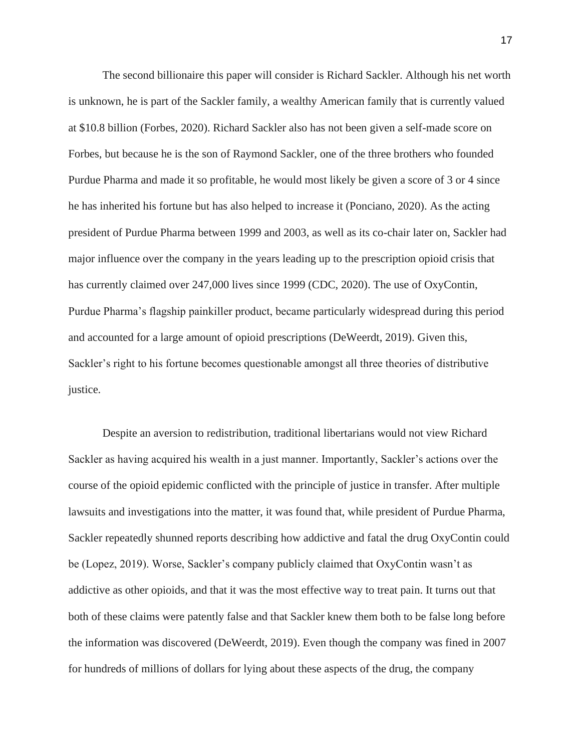The second billionaire this paper will consider is Richard Sackler. Although his net worth is unknown, he is part of the Sackler family, a wealthy American family that is currently valued at $10.8 billion (Forbes, 2020). Richard Sackler also has not been given a self-made score on Forbes, but because he is the son of Raymond Sackler, one of the three brothers who founded Purdue Pharma and made it so profitable, he would most likely be given a score of 3 or 4 since he has inherited his fortune but has also helped to increase it (Ponciano, 2020). As the acting president of Purdue Pharma between 1999 and 2003, as well as its co-chair later on, Sackler had major influence over the company in the years leading up to the prescription opioid crisis that has currently claimed over 247,000 lives since 1999 (CDC, 2020). The use of OxyContin, Purdue Pharma's flagship painkiller product, became particularly widespread during this period and accounted for a large amount of opioid prescriptions (DeWeerdt, 2019). Given this, Sackler's right to his fortune becomes questionable amongst all three theories of distributive justice.

Despite an aversion to redistribution, traditional libertarians would not view Richard Sackler as having acquired his wealth in a just manner. Importantly, Sackler's actions over the course of the opioid epidemic conflicted with the principle of justice in transfer. After multiple lawsuits and investigations into the matter, it was found that, while president of Purdue Pharma, Sackler repeatedly shunned reports describing how addictive and fatal the drug OxyContin could be (Lopez, 2019). Worse, Sackler's company publicly claimed that OxyContin wasn't as addictive as other opioids, and that it was the most effective way to treat pain. It turns out that both of these claims were patently false and that Sackler knew them both to be false long before the information was discovered (DeWeerdt, 2019). Even though the company was fined in 2007 for hundreds of millions of dollars for lying about these aspects of the drug, the company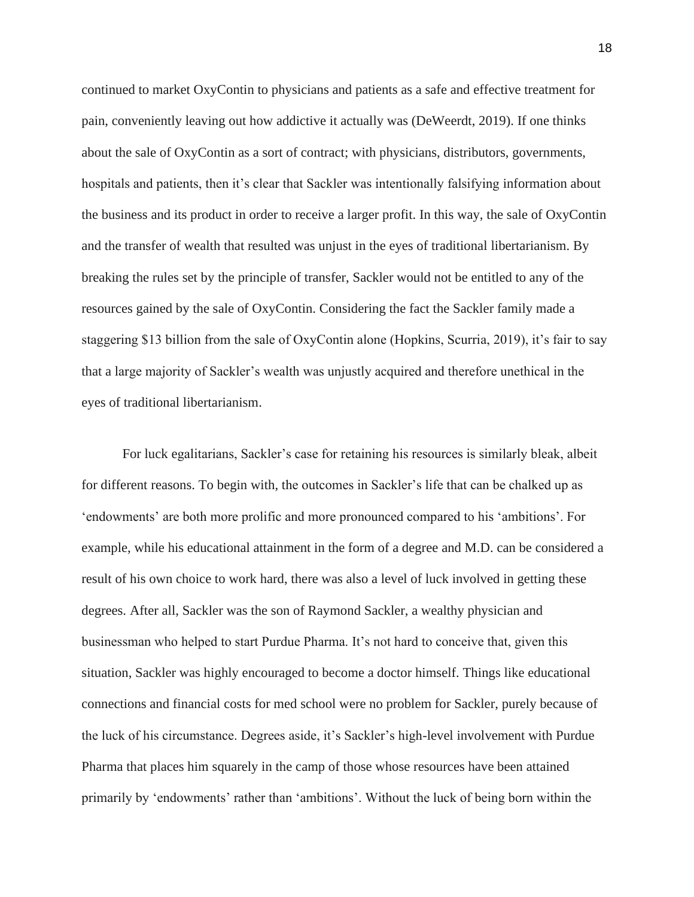continued to market OxyContin to physicians and patients as a safe and effective treatment for pain, conveniently leaving out how addictive it actually was (DeWeerdt, 2019). If one thinks about the sale of OxyContin as a sort of contract; with physicians, distributors, governments, hospitals and patients, then it's clear that Sackler was intentionally falsifying information about the business and its product in order to receive a larger profit. In this way, the sale of OxyContin and the transfer of wealth that resulted was unjust in the eyes of traditional libertarianism. By breaking the rules set by the principle of transfer, Sackler would not be entitled to any of the resources gained by the sale of OxyContin. Considering the fact the Sackler family made a staggering $13 billion from the sale of OxyContin alone (Hopkins, Scurria, 2019), it's fair to say that a large majority of Sackler's wealth was unjustly acquired and therefore unethical in the eyes of traditional libertarianism.

For luck egalitarians, Sackler's case for retaining his resources is similarly bleak, albeit for different reasons. To begin with, the outcomes in Sackler's life that can be chalked up as 'endowments' are both more prolific and more pronounced compared to his 'ambitions'. For example, while his educational attainment in the form of a degree and M.D. can be considered a result of his own choice to work hard, there was also a level of luck involved in getting these degrees. After all, Sackler was the son of Raymond Sackler, a wealthy physician and businessman who helped to start Purdue Pharma. It's not hard to conceive that, given this situation, Sackler was highly encouraged to become a doctor himself. Things like educational connections and financial costs for med school were no problem for Sackler, purely because of the luck of his circumstance. Degrees aside, it's Sackler's high-level involvement with Purdue Pharma that places him squarely in the camp of those whose resources have been attained primarily by 'endowments' rather than 'ambitions'. Without the luck of being born within the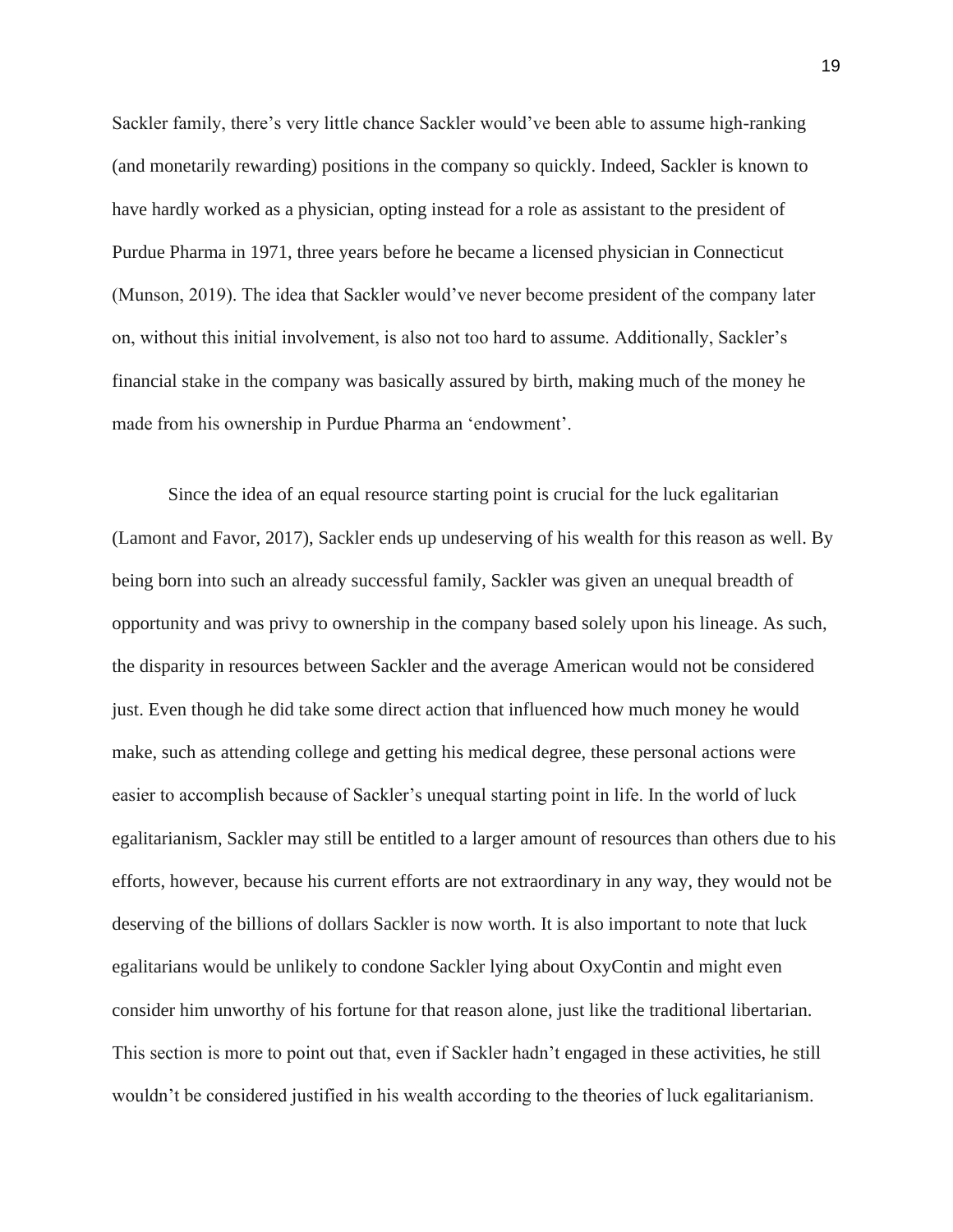Sackler family, there's very little chance Sackler would've been able to assume high-ranking (and monetarily rewarding) positions in the company so quickly. Indeed, Sackler is known to have hardly worked as a physician, opting instead for a role as assistant to the president of Purdue Pharma in 1971, three years before he became a licensed physician in Connecticut (Munson, 2019). The idea that Sackler would've never become president of the company later on, without this initial involvement, is also not too hard to assume. Additionally, Sackler's financial stake in the company was basically assured by birth, making much of the money he made from his ownership in Purdue Pharma an 'endowment'.

Since the idea of an equal resource starting point is crucial for the luck egalitarian (Lamont and Favor, 2017), Sackler ends up undeserving of his wealth for this reason as well. By being born into such an already successful family, Sackler was given an unequal breadth of opportunity and was privy to ownership in the company based solely upon his lineage. As such, the disparity in resources between Sackler and the average American would not be considered just. Even though he did take some direct action that influenced how much money he would make, such as attending college and getting his medical degree, these personal actions were easier to accomplish because of Sackler's unequal starting point in life. In the world of luck egalitarianism, Sackler may still be entitled to a larger amount of resources than others due to his efforts, however, because his current efforts are not extraordinary in any way, they would not be deserving of the billions of dollars Sackler is now worth. It is also important to note that luck egalitarians would be unlikely to condone Sackler lying about OxyContin and might even consider him unworthy of his fortune for that reason alone, just like the traditional libertarian. This section is more to point out that, even if Sackler hadn't engaged in these activities, he still wouldn't be considered justified in his wealth according to the theories of luck egalitarianism.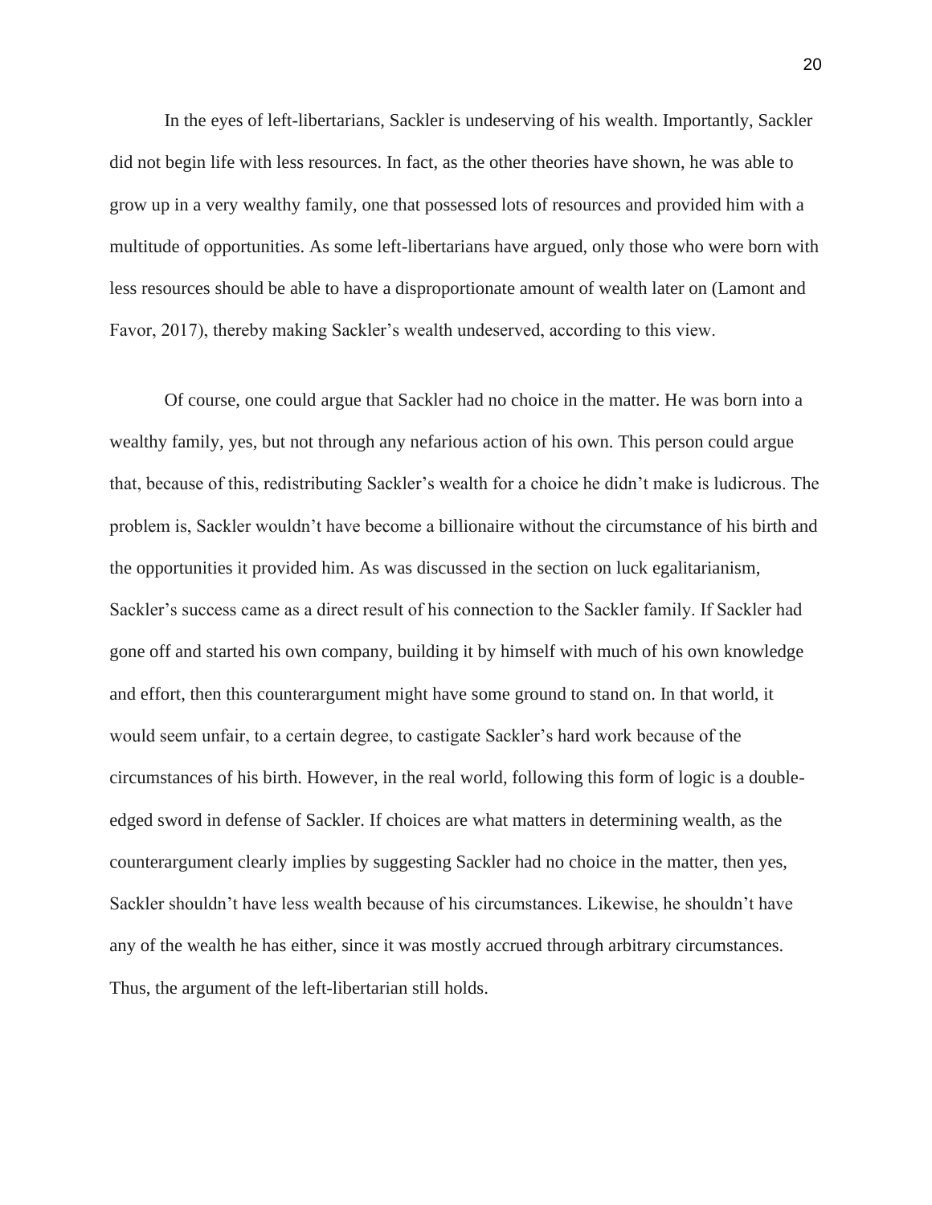In the eyes of left-libertarians, Sackler is undeserving of his wealth. Importantly, Sackler did not begin life with less resources. In fact, as the other theories have shown, he was able to grow up in a very wealthy family, one that possessed lots of resources and provided him with a multitude of opportunities. As some left-libertarians have argued, only those who were born with less resources should be able to have a disproportionate amount of wealth later on (Lamont and Favor, 2017), thereby making Sackler's wealth undeserved, according to this view.

Of course, one could argue that Sackler had no choice in the matter. He was born into a wealthy family, yes, but not through any nefarious action of his own. This person could argue that, because of this, redistributing Sackler's wealth for a choice he didn't make is ludicrous. The problem is, Sackler wouldn't have become a billionaire without the circumstance of his birth and the opportunities it provided him. As was discussed in the section on luck egalitarianism, Sackler's success came as a direct result of his connection to the Sackler family. If Sackler had gone off and started his own company, building it by himself with much of his own knowledge and effort, then this counterargument might have some ground to stand on. In that world, it would seem unfair, to a certain degree, to castigate Sackler's hard work because of the circumstances of his birth. However, in the real world, following this form of logic is a double-edged sword in defense of Sackler. If choices are what matters in determining wealth, as the counterargument clearly implies by suggesting Sackler had no choice in the matter, then yes, Sackler shouldn't have less wealth because of his circumstances. Likewise, he shouldn't have any of the wealth he has either, since it was mostly accrued through arbitrary circumstances. Thus, the argument of the left-libertarian still holds.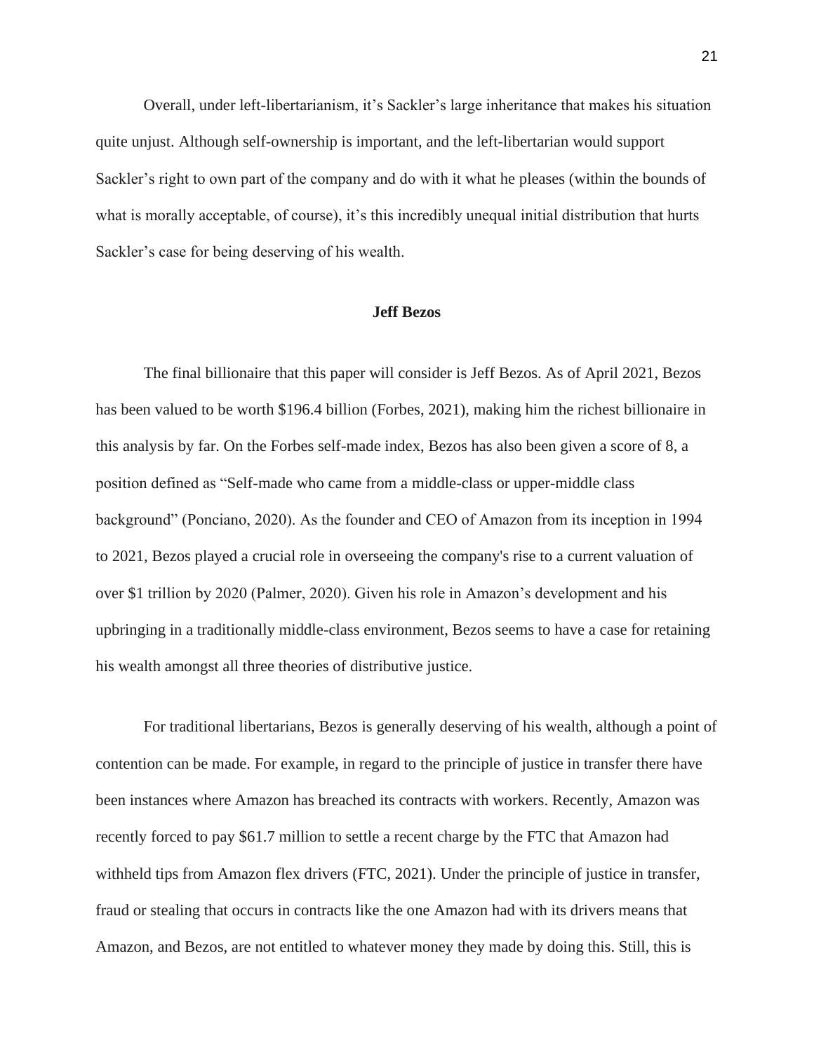Overall, under left-libertarianism, it's Sackler's large inheritance that makes his situation quite unjust. Although self-ownership is important, and the left-libertarian would support Sackler's right to own part of the company and do with it what he pleases (within the bounds of what is morally acceptable, of course), it's this incredibly unequal initial distribution that hurts Sackler's case for being deserving of his wealth.

## Jeff Bezos

The final billionaire that this paper will consider is Jeff Bezos. As of April 2021, Bezos has been valued to be worth $196.4 billion (Forbes, 2021), making him the richest billionaire in this analysis by far. On the Forbes self-made index, Bezos has also been given a score of 8, a position defined as "Self-made who came from a middle-class or upper-middle class background" (Ponciano, 2020). As the founder and CEO of Amazon from its inception in 1994 to 2021, Bezos played a crucial role in overseeing the company's rise to a current valuation of over $1 trillion by 2020 (Palmer, 2020). Given his role in Amazon's development and his upbringing in a traditionally middle-class environment, Bezos seems to have a case for retaining his wealth amongst all three theories of distributive justice.

For traditional libertarians, Bezos is generally deserving of his wealth, although a point of contention can be made. For example, in regard to the principle of justice in transfer there have been instances where Amazon has breached its contracts with workers. Recently, Amazon was recently forced to pay $61.7 million to settle a recent charge by the FTC that Amazon had withheld tips from Amazon flex drivers (FTC, 2021). Under the principle of justice in transfer, fraud or stealing that occurs in contracts like the one Amazon had with its drivers means that Amazon, and Bezos, are not entitled to whatever money they made by doing this. Still, this is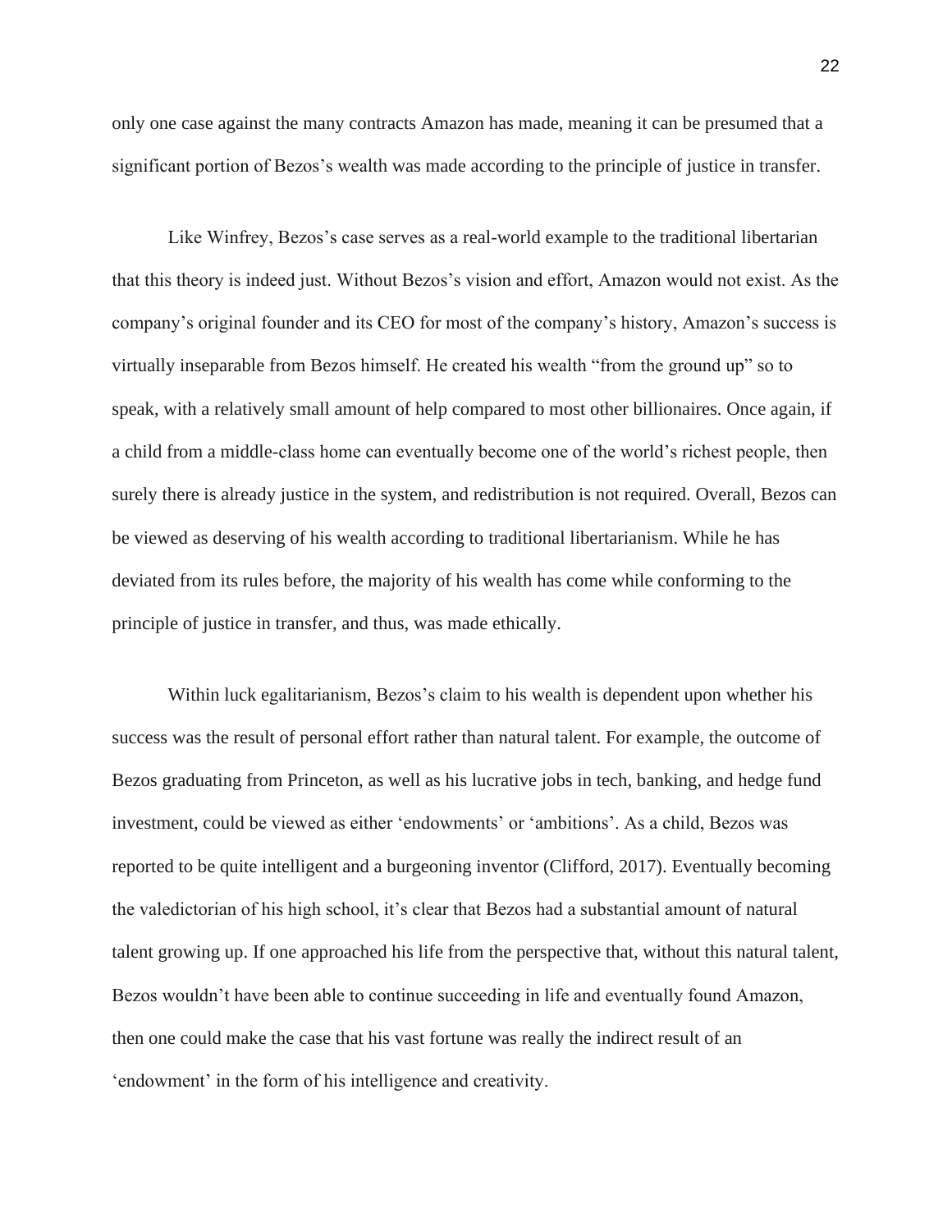only one case against the many contracts Amazon has made, meaning it can be presumed that a significant portion of Bezos's wealth was made according to the principle of justice in transfer.

Like Winfrey, Bezos's case serves as a real-world example to the traditional libertarian that this theory is indeed just. Without Bezos's vision and effort, Amazon would not exist. As the company's original founder and its CEO for most of the company's history, Amazon's success is virtually inseparable from Bezos himself. He created his wealth "from the ground up" so to speak, with a relatively small amount of help compared to most other billionaires. Once again, if a child from a middle-class home can eventually become one of the world's richest people, then surely there is already justice in the system, and redistribution is not required. Overall, Bezos can be viewed as deserving of his wealth according to traditional libertarianism. While he has deviated from its rules before, the majority of his wealth has come while conforming to the principle of justice in transfer, and thus, was made ethically.

Within luck egalitarianism, Bezos's claim to his wealth is dependent upon whether his success was the result of personal effort rather than natural talent. For example, the outcome of Bezos graduating from Princeton, as well as his lucrative jobs in tech, banking, and hedge fund investment, could be viewed as either 'endowments' or 'ambitions'. As a child, Bezos was reported to be quite intelligent and a burgeoning inventor (Clifford, 2017). Eventually becoming the valedictorian of his high school, it's clear that Bezos had a substantial amount of natural talent growing up. If one approached his life from the perspective that, without this natural talent, Bezos wouldn't have been able to continue succeeding in life and eventually found Amazon, then one could make the case that his vast fortune was really the indirect result of an 'endowment' in the form of his intelligence and creativity.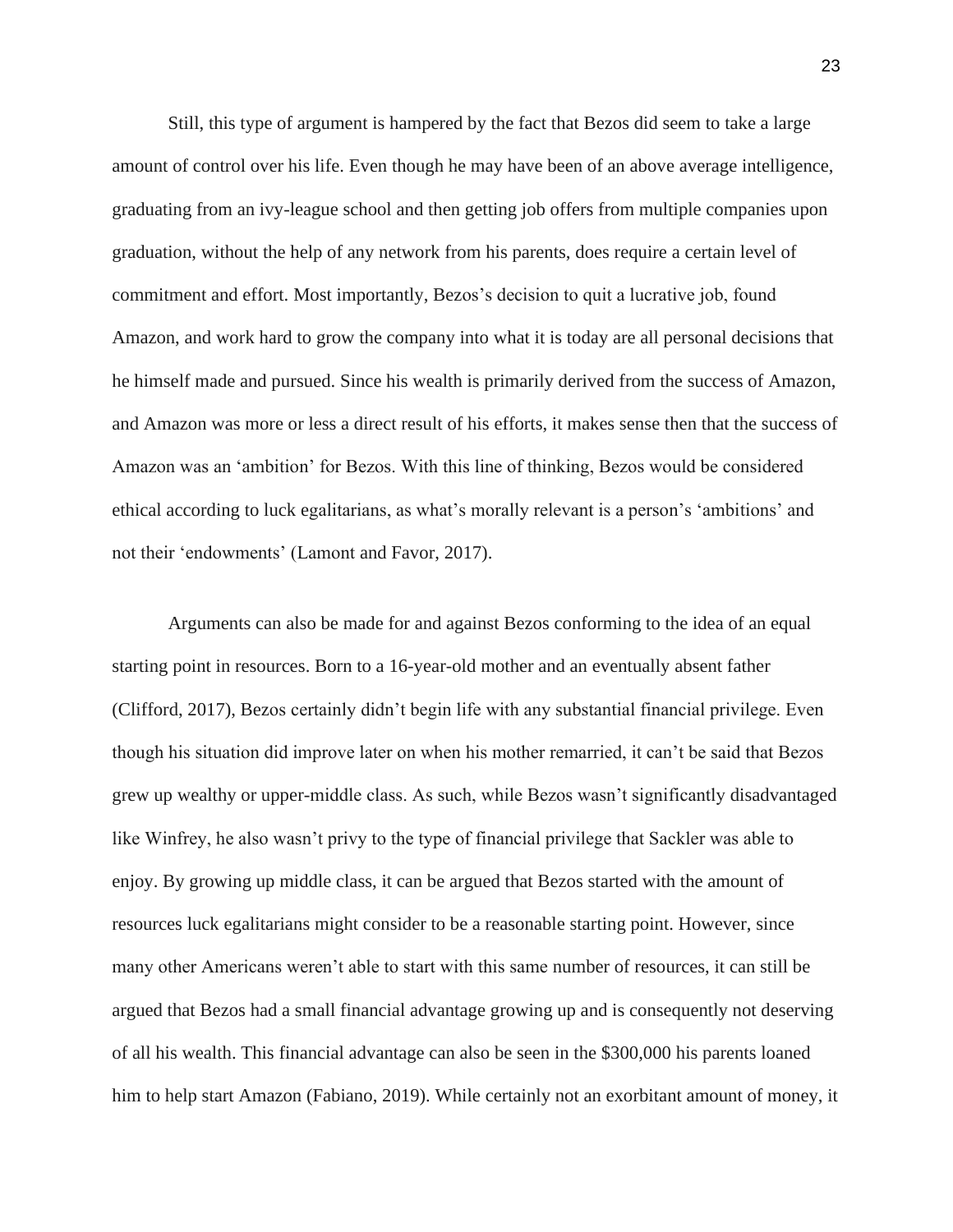Still, this type of argument is hampered by the fact that Bezos did seem to take a large amount of control over his life. Even though he may have been of an above average intelligence, graduating from an ivy-league school and then getting job offers from multiple companies upon graduation, without the help of any network from his parents, does require a certain level of commitment and effort. Most importantly, Bezos's decision to quit a lucrative job, found Amazon, and work hard to grow the company into what it is today are all personal decisions that he himself made and pursued. Since his wealth is primarily derived from the success of Amazon, and Amazon was more or less a direct result of his efforts, it makes sense then that the success of Amazon was an 'ambition' for Bezos. With this line of thinking, Bezos would be considered ethical according to luck egalitarians, as what's morally relevant is a person's 'ambitions' and not their 'endowments' (Lamont and Favor, 2017).

Arguments can also be made for and against Bezos conforming to the idea of an equal starting point in resources. Born to a 16-year-old mother and an eventually absent father (Clifford, 2017), Bezos certainly didn't begin life with any substantial financial privilege. Even though his situation did improve later on when his mother remarried, it can't be said that Bezos grew up wealthy or upper-middle class. As such, while Bezos wasn't significantly disadvantaged like Winfrey, he also wasn't privy to the type of financial privilege that Sackler was able to enjoy. By growing up middle class, it can be argued that Bezos started with the amount of resources luck egalitarians might consider to be a reasonable starting point. However, since many other Americans weren't able to start with this same number of resources, it can still be argued that Bezos had a small financial advantage growing up and is consequently not deserving of all his wealth. This financial advantage can also be seen in the $300,000 his parents loaned him to help start Amazon (Fabiano, 2019). While certainly not an exorbitant amount of money, it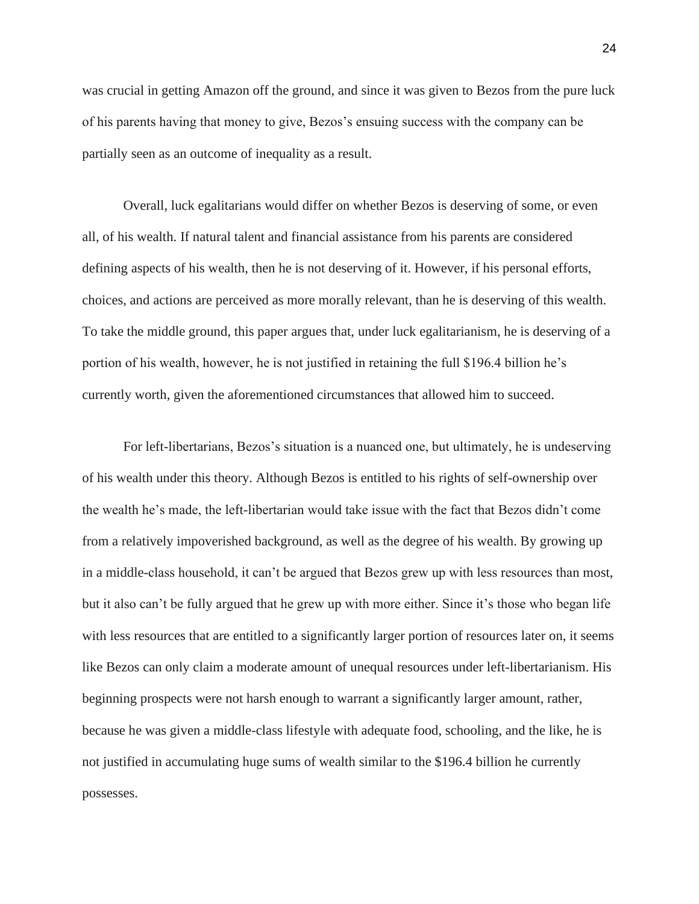was crucial in getting Amazon off the ground, and since it was given to Bezos from the pure luck of his parents having that money to give, Bezos's ensuing success with the company can be partially seen as an outcome of inequality as a result.

Overall, luck egalitarians would differ on whether Bezos is deserving of some, or even all, of his wealth. If natural talent and financial assistance from his parents are considered defining aspects of his wealth, then he is not deserving of it. However, if his personal efforts, choices, and actions are perceived as more morally relevant, than he is deserving of this wealth. To take the middle ground, this paper argues that, under luck egalitarianism, he is deserving of a portion of his wealth, however, he is not justified in retaining the full $196.4 billion he's currently worth, given the aforementioned circumstances that allowed him to succeed.

For left-libertarians, Bezos's situation is a nuanced one, but ultimately, he is undeserving of his wealth under this theory. Although Bezos is entitled to his rights of self-ownership over the wealth he's made, the left-libertarian would take issue with the fact that Bezos didn't come from a relatively impoverished background, as well as the degree of his wealth. By growing up in a middle-class household, it can't be argued that Bezos grew up with less resources than most, but it also can't be fully argued that he grew up with more either. Since it's those who began life with less resources that are entitled to a significantly larger portion of resources later on, it seems like Bezos can only claim a moderate amount of unequal resources under left-libertarianism. His beginning prospects were not harsh enough to warrant a significantly larger amount, rather, because he was given a middle-class lifestyle with adequate food, schooling, and the like, he is not justified in accumulating huge sums of wealth similar to the $196.4 billion he currently possesses.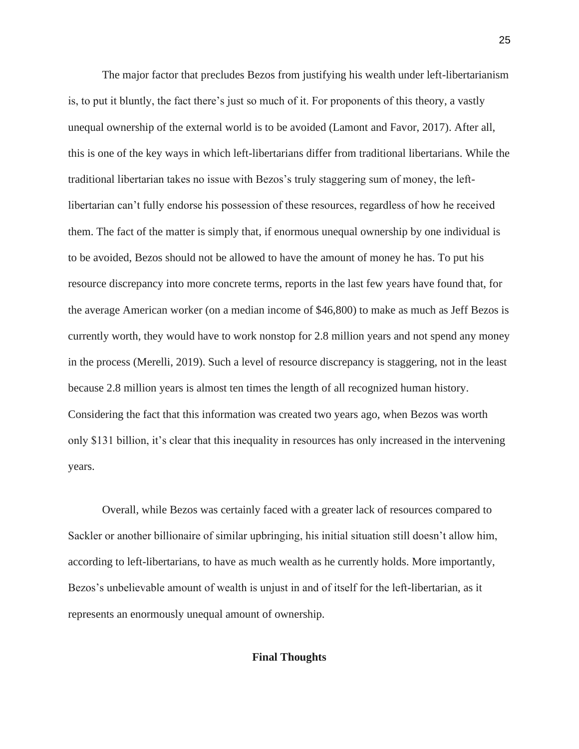The major factor that precludes Bezos from justifying his wealth under left-libertarianism is, to put it bluntly, the fact there's just so much of it. For proponents of this theory, a vastly unequal ownership of the external world is to be avoided (Lamont and Favor, 2017). After all, this is one of the key ways in which left-libertarians differ from traditional libertarians. While the traditional libertarian takes no issue with Bezos's truly staggering sum of money, the left-libertarian can't fully endorse his possession of these resources, regardless of how he received them. The fact of the matter is simply that, if enormous unequal ownership by one individual is to be avoided, Bezos should not be allowed to have the amount of money he has. To put his resource discrepancy into more concrete terms, reports in the last few years have found that, for the average American worker (on a median income of $46,800) to make as much as Jeff Bezos is currently worth, they would have to work nonstop for 2.8 million years and not spend any money in the process (Merelli, 2019). Such a level of resource discrepancy is staggering, not in the least because 2.8 million years is almost ten times the length of all recognized human history. Considering the fact that this information was created two years ago, when Bezos was worth only $131 billion, it's clear that this inequality in resources has only increased in the intervening years.

Overall, while Bezos was certainly faced with a greater lack of resources compared to Sackler or another billionaire of similar upbringing, his initial situation still doesn't allow him, according to left-libertarians, to have as much wealth as he currently holds. More importantly, Bezos's unbelievable amount of wealth is unjust in and of itself for the left-libertarian, as it represents an enormously unequal amount of ownership.

## Final Thoughts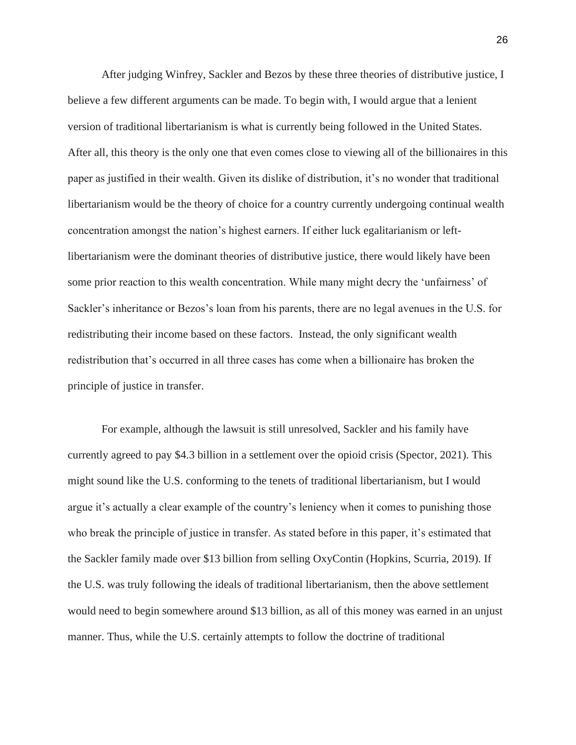After judging Winfrey, Sackler and Bezos by these three theories of distributive justice, I believe a few different arguments can be made. To begin with, I would argue that a lenient version of traditional libertarianism is what is currently being followed in the United States. After all, this theory is the only one that even comes close to viewing all of the billionaires in this paper as justified in their wealth. Given its dislike of distribution, it's no wonder that traditional libertarianism would be the theory of choice for a country currently undergoing continual wealth concentration amongst the nation's highest earners. If either luck egalitarianism or left-libertarianism were the dominant theories of distributive justice, there would likely have been some prior reaction to this wealth concentration. While many might decry the 'unfairness' of Sackler's inheritance or Bezos's loan from his parents, there are no legal avenues in the U.S. for redistributing their income based on these factors.  Instead, the only significant wealth redistribution that's occurred in all three cases has come when a billionaire has broken the principle of justice in transfer.

For example, although the lawsuit is still unresolved, Sackler and his family have currently agreed to pay $4.3 billion in a settlement over the opioid crisis (Spector, 2021). This might sound like the U.S. conforming to the tenets of traditional libertarianism, but I would argue it's actually a clear example of the country's leniency when it comes to punishing those who break the principle of justice in transfer. As stated before in this paper, it's estimated that the Sackler family made over $13 billion from selling OxyContin (Hopkins, Scurria, 2019). If the U.S. was truly following the ideals of traditional libertarianism, then the above settlement would need to begin somewhere around $13 billion, as all of this money was earned in an unjust manner. Thus, while the U.S. certainly attempts to follow the doctrine of traditional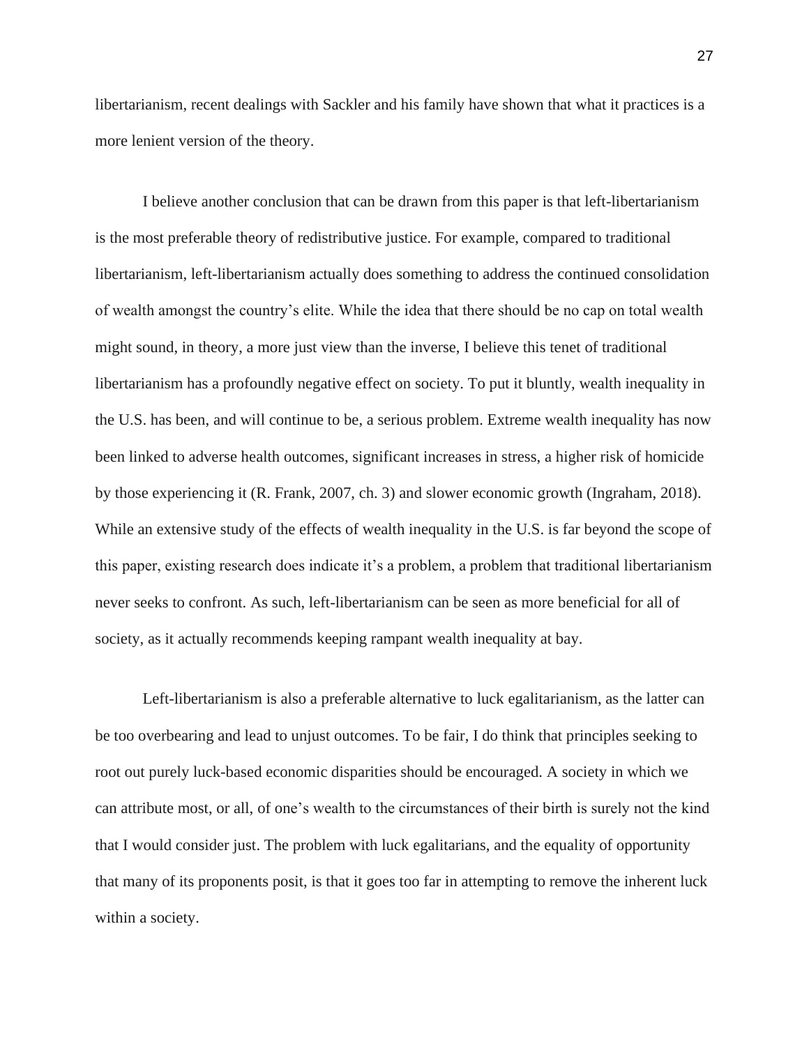libertarianism, recent dealings with Sackler and his family have shown that what it practices is a more lenient version of the theory.

I believe another conclusion that can be drawn from this paper is that left-libertarianism is the most preferable theory of redistributive justice. For example, compared to traditional libertarianism, left-libertarianism actually does something to address the continued consolidation of wealth amongst the country's elite. While the idea that there should be no cap on total wealth might sound, in theory, a more just view than the inverse, I believe this tenet of traditional libertarianism has a profoundly negative effect on society. To put it bluntly, wealth inequality in the U.S. has been, and will continue to be, a serious problem. Extreme wealth inequality has now been linked to adverse health outcomes, significant increases in stress, a higher risk of homicide by those experiencing it (R. Frank, 2007, ch. 3) and slower economic growth (Ingraham, 2018). While an extensive study of the effects of wealth inequality in the U.S. is far beyond the scope of this paper, existing research does indicate it's a problem, a problem that traditional libertarianism never seeks to confront. As such, left-libertarianism can be seen as more beneficial for all of society, as it actually recommends keeping rampant wealth inequality at bay.

Left-libertarianism is also a preferable alternative to luck egalitarianism, as the latter can be too overbearing and lead to unjust outcomes. To be fair, I do think that principles seeking to root out purely luck-based economic disparities should be encouraged. A society in which we can attribute most, or all, of one's wealth to the circumstances of their birth is surely not the kind that I would consider just. The problem with luck egalitarians, and the equality of opportunity that many of its proponents posit, is that it goes too far in attempting to remove the inherent luck within a society.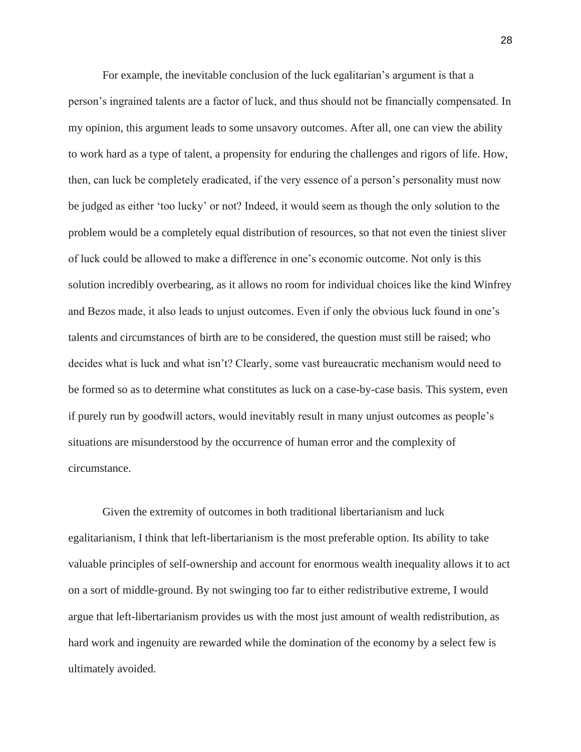For example, the inevitable conclusion of the luck egalitarian's argument is that a person's ingrained talents are a factor of luck, and thus should not be financially compensated. In my opinion, this argument leads to some unsavory outcomes. After all, one can view the ability to work hard as a type of talent, a propensity for enduring the challenges and rigors of life. How, then, can luck be completely eradicated, if the very essence of a person's personality must now be judged as either 'too lucky' or not? Indeed, it would seem as though the only solution to the problem would be a completely equal distribution of resources, so that not even the tiniest sliver of luck could be allowed to make a difference in one's economic outcome. Not only is this solution incredibly overbearing, as it allows no room for individual choices like the kind Winfrey and Bezos made, it also leads to unjust outcomes. Even if only the obvious luck found in one's talents and circumstances of birth are to be considered, the question must still be raised; who decides what is luck and what isn't? Clearly, some vast bureaucratic mechanism would need to be formed so as to determine what constitutes as luck on a case-by-case basis. This system, even if purely run by goodwill actors, would inevitably result in many unjust outcomes as people's situations are misunderstood by the occurrence of human error and the complexity of circumstance.

Given the extremity of outcomes in both traditional libertarianism and luck egalitarianism, I think that left-libertarianism is the most preferable option. Its ability to take valuable principles of self-ownership and account for enormous wealth inequality allows it to act on a sort of middle-ground. By not swinging too far to either redistributive extreme, I would argue that left-libertarianism provides us with the most just amount of wealth redistribution, as hard work and ingenuity are rewarded while the domination of the economy by a select few is ultimately avoided.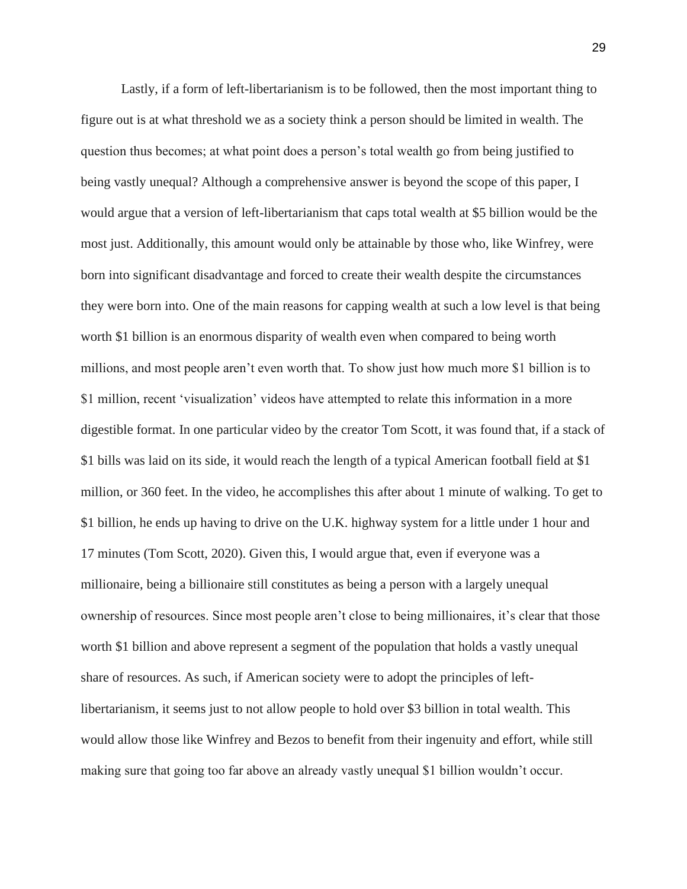Lastly, if a form of left-libertarianism is to be followed, then the most important thing to figure out is at what threshold we as a society think a person should be limited in wealth. The question thus becomes; at what point does a person's total wealth go from being justified to being vastly unequal? Although a comprehensive answer is beyond the scope of this paper, I would argue that a version of left-libertarianism that caps total wealth at $5 billion would be the most just. Additionally, this amount would only be attainable by those who, like Winfrey, were born into significant disadvantage and forced to create their wealth despite the circumstances they were born into. One of the main reasons for capping wealth at such a low level is that being worth $1 billion is an enormous disparity of wealth even when compared to being worth millions, and most people aren't even worth that. To show just how much more $1 billion is to $1 million, recent 'visualization' videos have attempted to relate this information in a more digestible format. In one particular video by the creator Tom Scott, it was found that, if a stack of $1 bills was laid on its side, it would reach the length of a typical American football field at $1 million, or 360 feet. In the video, he accomplishes this after about 1 minute of walking. To get to $1 billion, he ends up having to drive on the U.K. highway system for a little under 1 hour and 17 minutes (Tom Scott, 2020). Given this, I would argue that, even if everyone was a millionaire, being a billionaire still constitutes as being a person with a largely unequal ownership of resources. Since most people aren't close to being millionaires, it's clear that those worth $1 billion and above represent a segment of the population that holds a vastly unequal share of resources. As such, if American society were to adopt the principles of left-libertarianism, it seems just to not allow people to hold over $3 billion in total wealth. This would allow those like Winfrey and Bezos to benefit from their ingenuity and effort, while still making sure that going too far above an already vastly unequal $1 billion wouldn't occur.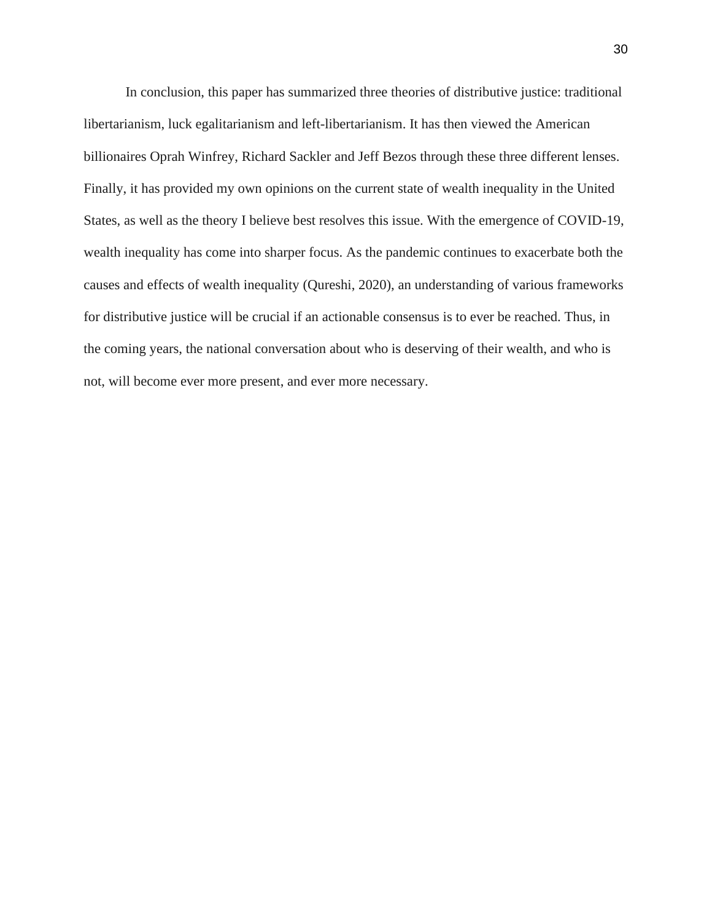In conclusion, this paper has summarized three theories of distributive justice: traditional libertarianism, luck egalitarianism and left-libertarianism. It has then viewed the American billionaires Oprah Winfrey, Richard Sackler and Jeff Bezos through these three different lenses. Finally, it has provided my own opinions on the current state of wealth inequality in the United States, as well as the theory I believe best resolves this issue. With the emergence of COVID-19, wealth inequality has come into sharper focus. As the pandemic continues to exacerbate both the causes and effects of wealth inequality (Qureshi, 2020), an understanding of various frameworks for distributive justice will be crucial if an actionable consensus is to ever be reached. Thus, in the coming years, the national conversation about who is deserving of their wealth, and who is not, will become ever more present, and ever more necessary.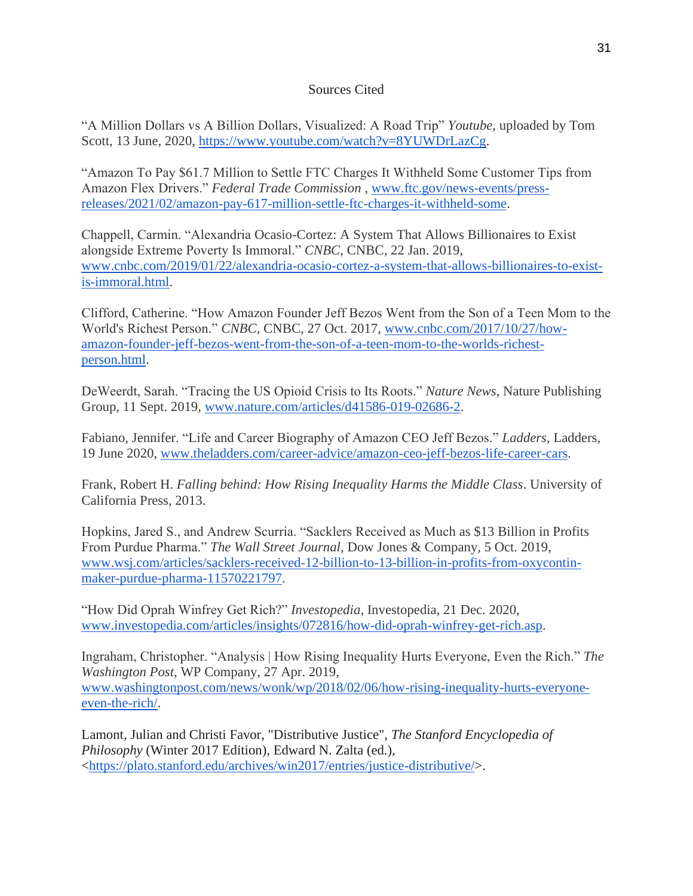## Sources Cited

"A Million Dollars vs A Billion Dollars, Visualized: A Road Trip" *Youtube*, uploaded by Tom Scott, 13 June, 2020, https://www.youtube.com/watch?v=8YUWDrLazCg.

"Amazon To Pay $61.7 Million to Settle FTC Charges It Withheld Some Customer Tips from Amazon Flex Drivers." *Federal Trade Commission* , www.ftc.gov/news-events/press-releases/2021/02/amazon-pay-617-million-settle-ftc-charges-it-withheld-some.

Chappell, Carmin. "Alexandria Ocasio-Cortez: A System That Allows Billionaires to Exist alongside Extreme Poverty Is Immoral." *CNBC*, CNBC, 22 Jan. 2019, www.cnbc.com/2019/01/22/alexandria-ocasio-cortez-a-system-that-allows-billionaires-to-exist-is-immoral.html.

Clifford, Catherine. "How Amazon Founder Jeff Bezos Went from the Son of a Teen Mom to the World's Richest Person." *CNBC*, CNBC, 27 Oct. 2017, www.cnbc.com/2017/10/27/how-amazon-founder-jeff-bezos-went-from-the-son-of-a-teen-mom-to-the-worlds-richest-person.html.

DeWeerdt, Sarah. "Tracing the US Opioid Crisis to Its Roots." *Nature News*, Nature Publishing Group, 11 Sept. 2019, www.nature.com/articles/d41586-019-02686-2.

Fabiano, Jennifer. "Life and Career Biography of Amazon CEO Jeff Bezos." *Ladders*, Ladders, 19 June 2020, www.theladders.com/career-advice/amazon-ceo-jeff-bezos-life-career-cars.

Frank, Robert H. *Falling behind: How Rising Inequality Harms the Middle Class*. University of California Press, 2013.

Hopkins, Jared S., and Andrew Scurria. "Sacklers Received as Much as $13 Billion in Profits From Purdue Pharma." *The Wall Street Journal*, Dow Jones & Company, 5 Oct. 2019, www.wsj.com/articles/sacklers-received-12-billion-to-13-billion-in-profits-from-oxycontin-maker-purdue-pharma-11570221797.

"How Did Oprah Winfrey Get Rich?" *Investopedia*, Investopedia, 21 Dec. 2020, www.investopedia.com/articles/insights/072816/how-did-oprah-winfrey-get-rich.asp.

Ingraham, Christopher. "Analysis | How Rising Inequality Hurts Everyone, Even the Rich." *The Washington Post*, WP Company, 27 Apr. 2019, www.washingtonpost.com/news/wonk/wp/2018/02/06/how-rising-inequality-hurts-everyone-even-the-rich/.

Lamont, Julian and Christi Favor, "Distributive Justice", *The Stanford Encyclopedia of Philosophy* (Winter 2017 Edition), Edward N. Zalta (ed.), <https://plato.stanford.edu/archives/win2017/entries/justice-distributive/>.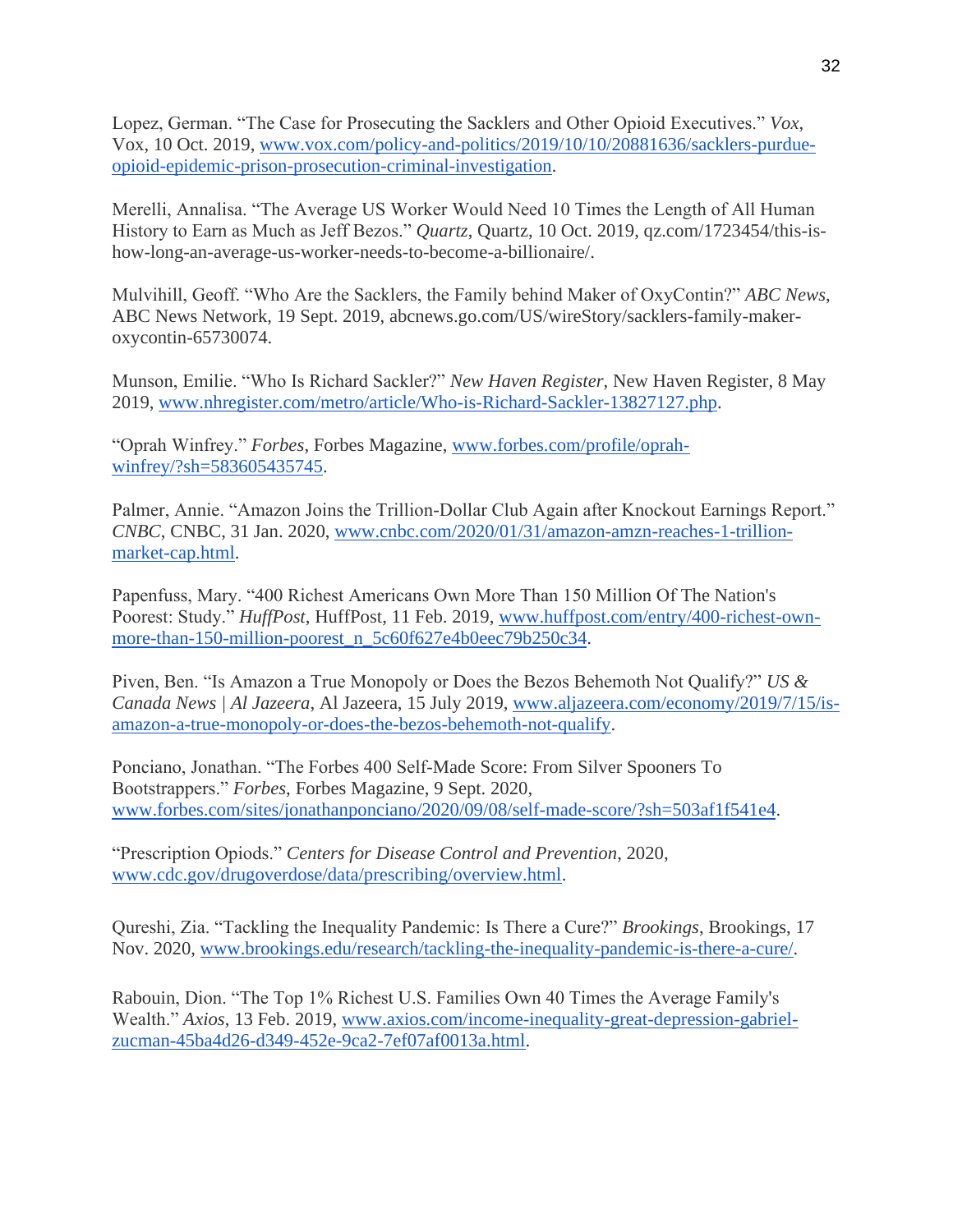Lopez, German. “The Case for Prosecuting the Sacklers and Other Opioid Executives.” *Vox*, Vox, 10 Oct. 2019, www.vox.com/policy-and-politics/2019/10/10/20881636/sacklers-purdue-opioid-epidemic-prison-prosecution-criminal-investigation.

Merelli, Annalisa. “The Average US Worker Would Need 10 Times the Length of All Human History to Earn as Much as Jeff Bezos.” *Quartz*, Quartz, 10 Oct. 2019, qz.com/1723454/this-is-how-long-an-average-us-worker-needs-to-become-a-billionaire/.

Mulvihill, Geoff. “Who Are the Sacklers, the Family behind Maker of OxyContin?” *ABC News*, ABC News Network, 19 Sept. 2019, abcnews.go.com/US/wireStory/sacklers-family-maker-oxycontin-65730074.

Munson, Emilie. “Who Is Richard Sackler?” *New Haven Register*, New Haven Register, 8 May 2019, www.nhregister.com/metro/article/Who-is-Richard-Sackler-13827127.php.

“Oprah Winfrey.” *Forbes*, Forbes Magazine, www.forbes.com/profile/oprah-winfrey/?sh=583605435745.

Palmer, Annie. “Amazon Joins the Trillion-Dollar Club Again after Knockout Earnings Report.” *CNBC*, CNBC, 31 Jan. 2020, www.cnbc.com/2020/01/31/amazon-amzn-reaches-1-trillion-market-cap.html.

Papenfuss, Mary. “400 Richest Americans Own More Than 150 Million Of The Nation's Poorest: Study.” *HuffPost*, HuffPost, 11 Feb. 2019, www.huffpost.com/entry/400-richest-own-more-than-150-million-poorest_n_5c60f627e4b0eec79b250c34.

Piven, Ben. “Is Amazon a True Monopoly or Does the Bezos Behemoth Not Qualify?” *US & Canada News | Al Jazeera*, Al Jazeera, 15 July 2019, www.aljazeera.com/economy/2019/7/15/is-amazon-a-true-monopoly-or-does-the-bezos-behemoth-not-qualify.

Ponciano, Jonathan. “The Forbes 400 Self-Made Score: From Silver Spooners To Bootstrappers.” *Forbes*, Forbes Magazine, 9 Sept. 2020, www.forbes.com/sites/jonathanponciano/2020/09/08/self-made-score/?sh=503af1f541e4.

“Prescription Opiods.” *Centers for Disease Control and Prevention*, 2020, www.cdc.gov/drugoverdose/data/prescribing/overview.html.

Qureshi, Zia. “Tackling the Inequality Pandemic: Is There a Cure?” *Brookings*, Brookings, 17 Nov. 2020, www.brookings.edu/research/tackling-the-inequality-pandemic-is-there-a-cure/.

Rabouin, Dion. “The Top 1% Richest U.S. Families Own 40 Times the Average Family's Wealth.” *Axios*, 13 Feb. 2019, www.axios.com/income-inequality-great-depression-gabriel-zucman-45ba4d26-d349-452e-9ca2-7ef07af0013a.html.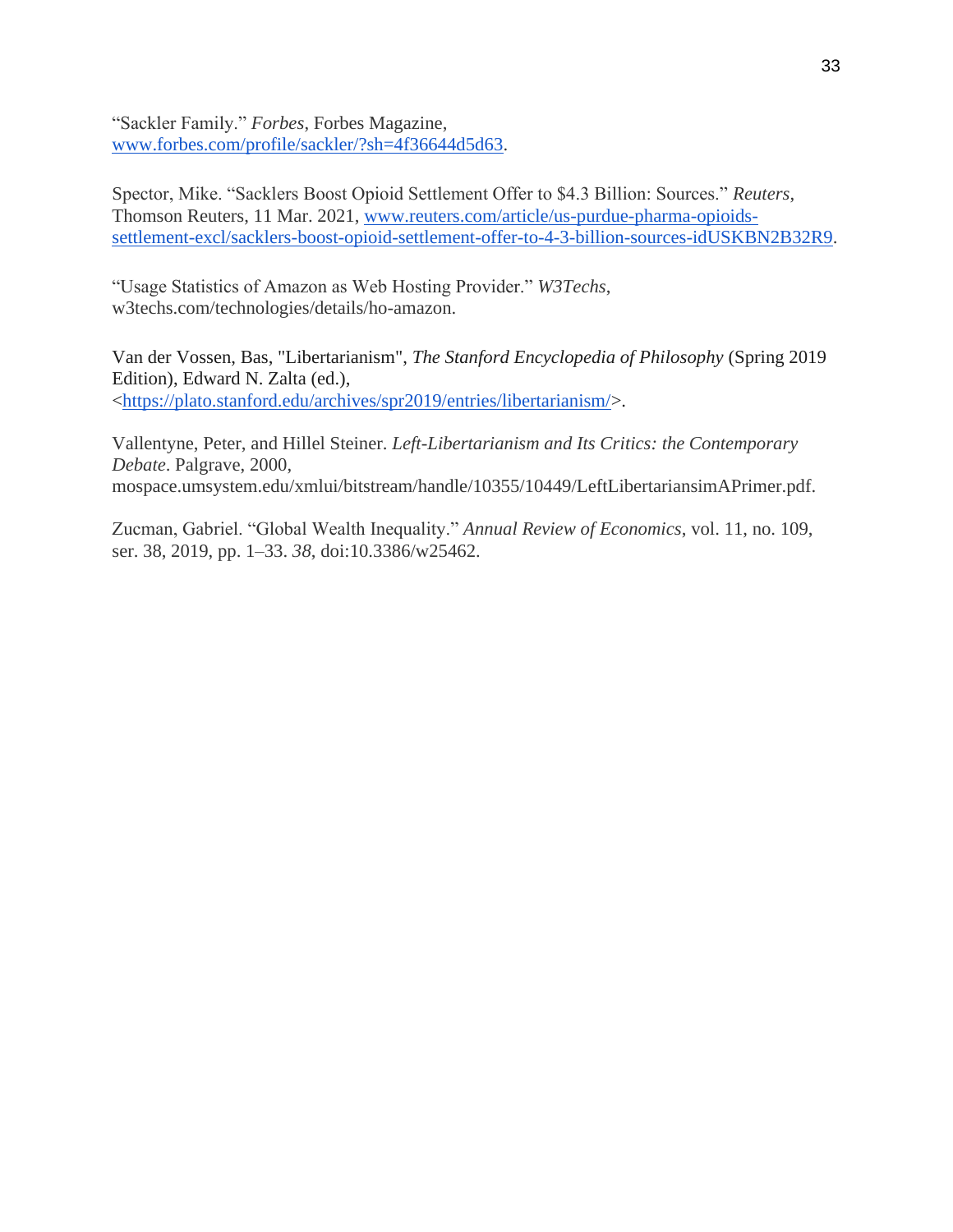“Sackler Family.” *Forbes*, Forbes Magazine, www.forbes.com/profile/sackler/?sh=4f36644d5d63.

Spector, Mike. “Sacklers Boost Opioid Settlement Offer to $4.3 Billion: Sources.” *Reuters*, Thomson Reuters, 11 Mar. 2021, www.reuters.com/article/us-purdue-pharma-opioids-settlement-excl/sacklers-boost-opioid-settlement-offer-to-4-3-billion-sources-idUSKBN2B32R9.

“Usage Statistics of Amazon as Web Hosting Provider.” *W3Techs*, w3techs.com/technologies/details/ho-amazon.

Van der Vossen, Bas, "Libertarianism", *The Stanford Encyclopedia of Philosophy* (Spring 2019 Edition), Edward N. Zalta (ed.), <https://plato.stanford.edu/archives/spr2019/entries/libertarianism/>.

Vallentyne, Peter, and Hillel Steiner. *Left-Libertarianism and Its Critics: the Contemporary Debate*. Palgrave, 2000, mospace.umsystem.edu/xmlui/bitstream/handle/10355/10449/LeftLibertariansimAPrimer.pdf.

Zucman, Gabriel. “Global Wealth Inequality.” *Annual Review of Economics*, vol. 11, no. 109, ser. 38, 2019, pp. 1–33. *38*, doi:10.3386/w25462.